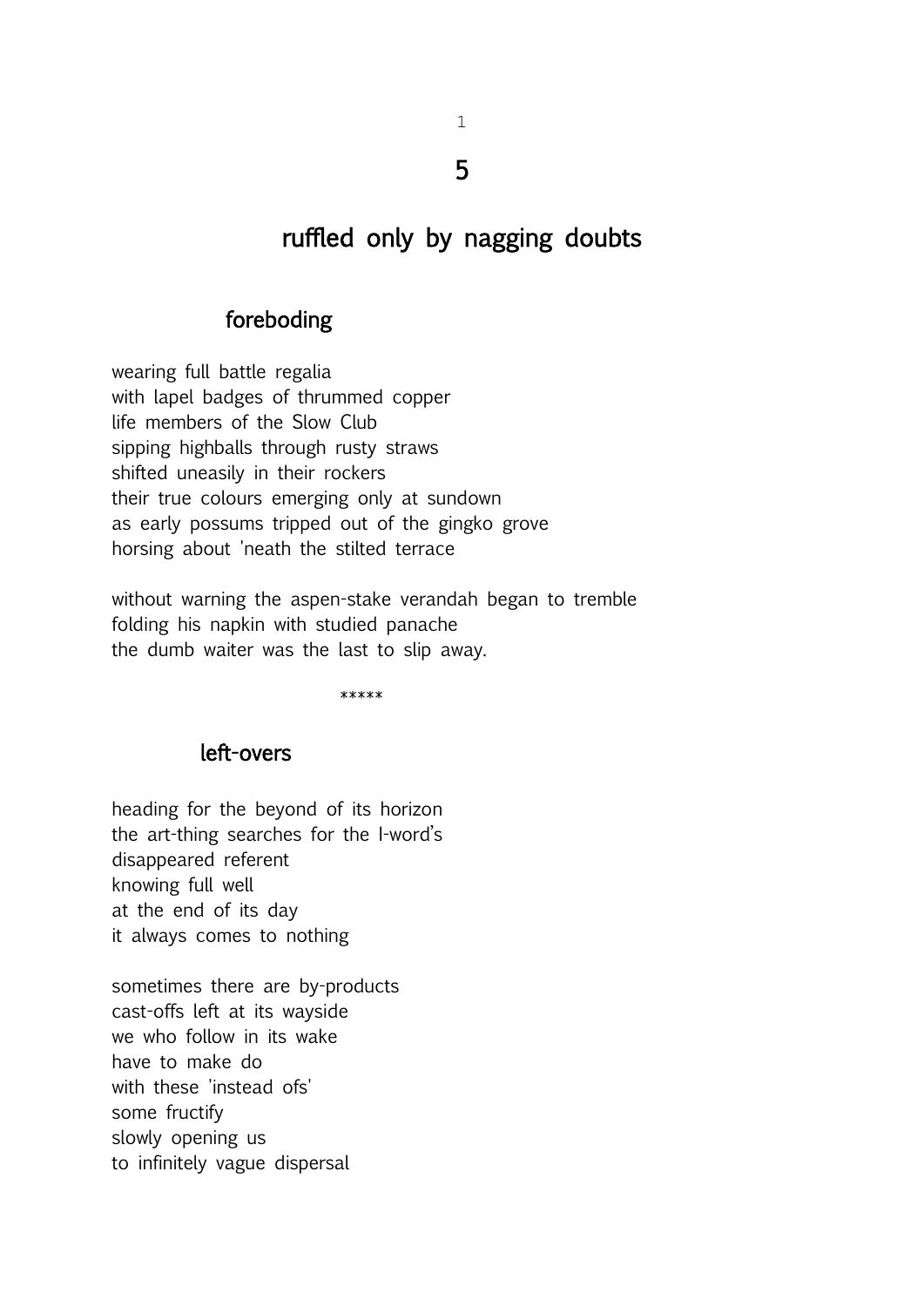# 5

# ruffled only by nagging doubts

## foreboding

wearing full battle regalia
with lapel badges of thrummed copper
life members of the Slow Club
sipping highballs through rusty straws
shifted uneasily in their rockers
their true colours emerging only at sundown
as early possums tripped out of the gingko grove
horsing about 'neath the stilted terrace

without warning the aspen-stake verandah began to tremble
folding his napkin with studied panache
the dumb waiter was the last to slip away.

*****

## left-overs

heading for the beyond of its horizon
the art-thing searches for the I-word's
disappeared referent
knowing full well
at the end of its day
it always comes to nothing

sometimes there are by-products
cast-offs left at its wayside
we who follow in its wake
have to make do
with these 'instead ofs'
some fructify
slowly opening us
to infinitely vague dispersal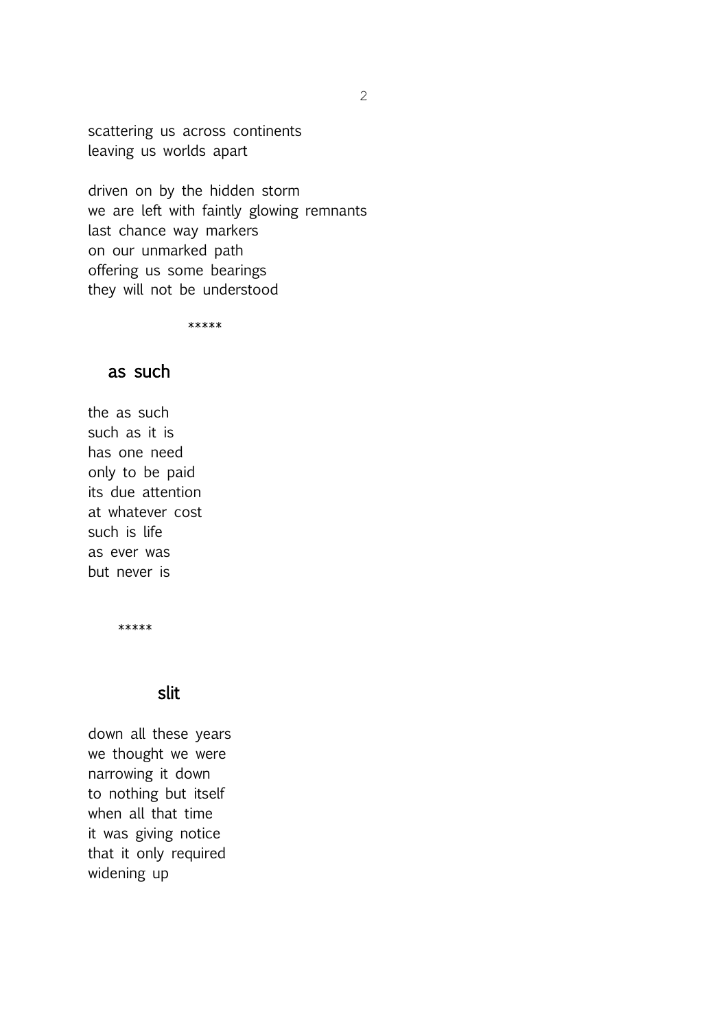scattering us across continents
leaving us worlds apart

driven on by the hidden storm
we are left with faintly glowing remnants
last chance way markers
on our unmarked path
offering us some bearings
they will not be understood

*****

## as such

the as such
such as it is
has one need
only to be paid
its due attention
at whatever cost
such is life
as ever was
but never is

*****

## slit

down all these years
we thought we were
narrowing it down
to nothing but itself
when all that time
it was giving notice
that it only required
widening up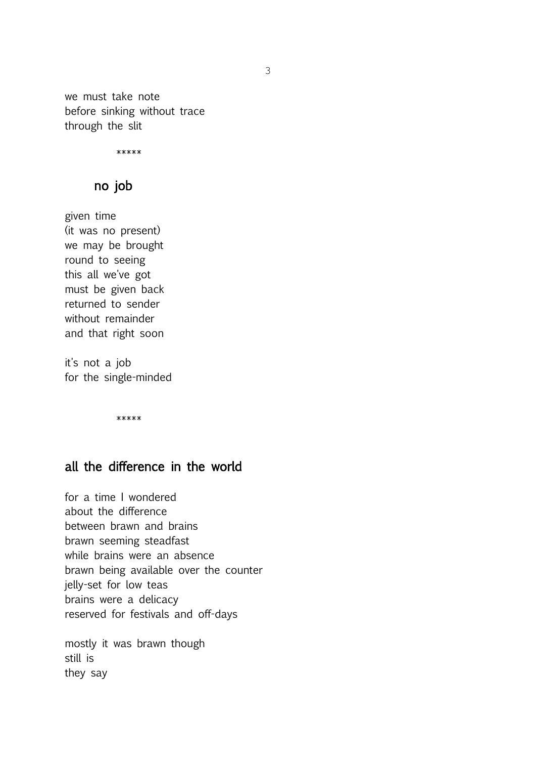we must take note  
before sinking without trace  
through the slit

*****

## no job

given time  
(it was no present)  
we may be brought  
round to seeing  
this all we've got  
must be given back  
returned to sender  
without remainder  
and that right soon

it's not a job  
for the single-minded

*****

## all the difference in the world

for a time I wondered  
about the difference  
between brawn and brains  
brawn seeming steadfast  
while brains were an absence  
brawn being available over the counter  
jelly-set for low teas  
brains were a delicacy  
reserved for festivals and off-days

mostly it was brawn though  
still is  
they say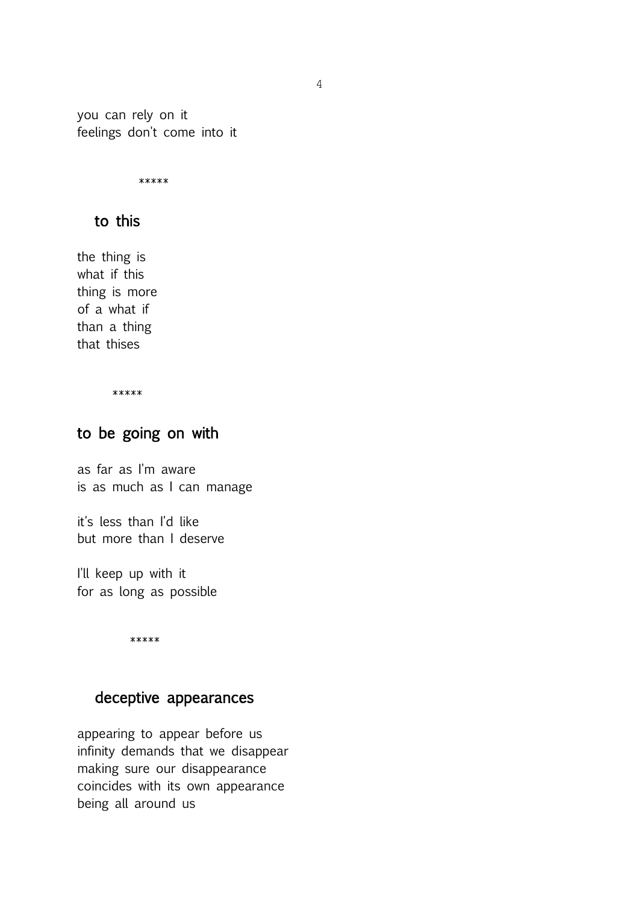you can rely on it  
feelings don't come into it

*****

## to this

the thing is  
what if this  
thing is more  
of a what if  
than a thing  
that thises

*****

## to be going on with

as far as I'm aware  
is as much as I can manage

it's less than I'd like  
but more than I deserve

I'll keep up with it  
for as long as possible

*****

## deceptive appearances

appearing to appear before us  
infinity demands that we disappear  
making sure our disappearance  
coincides with its own appearance  
being all around us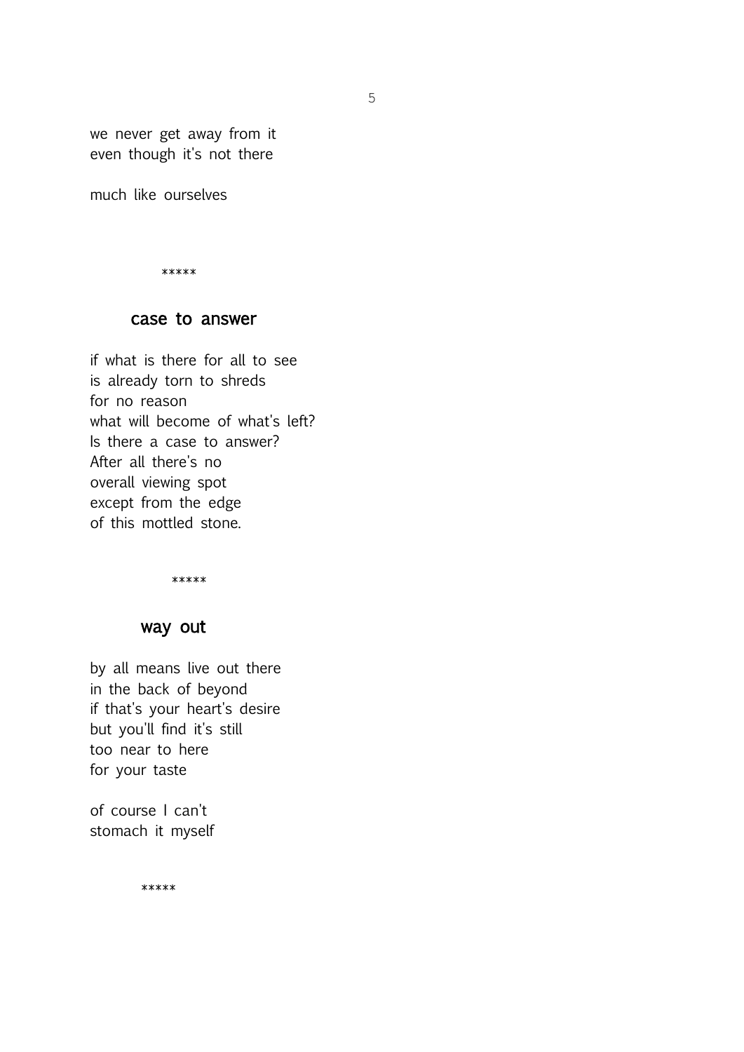we never get away from it
even though it's not there

much like ourselves

*****

## case to answer

if what is there for all to see
is already torn to shreds
for no reason
what will become of what's left?
Is there a case to answer?
After all there's no
overall viewing spot
except from the edge
of this mottled stone.

*****

## way out

by all means live out there
in the back of beyond
if that's your heart's desire
but you'll find it's still
too near to here
for your taste

of course I can't
stomach it myself

*****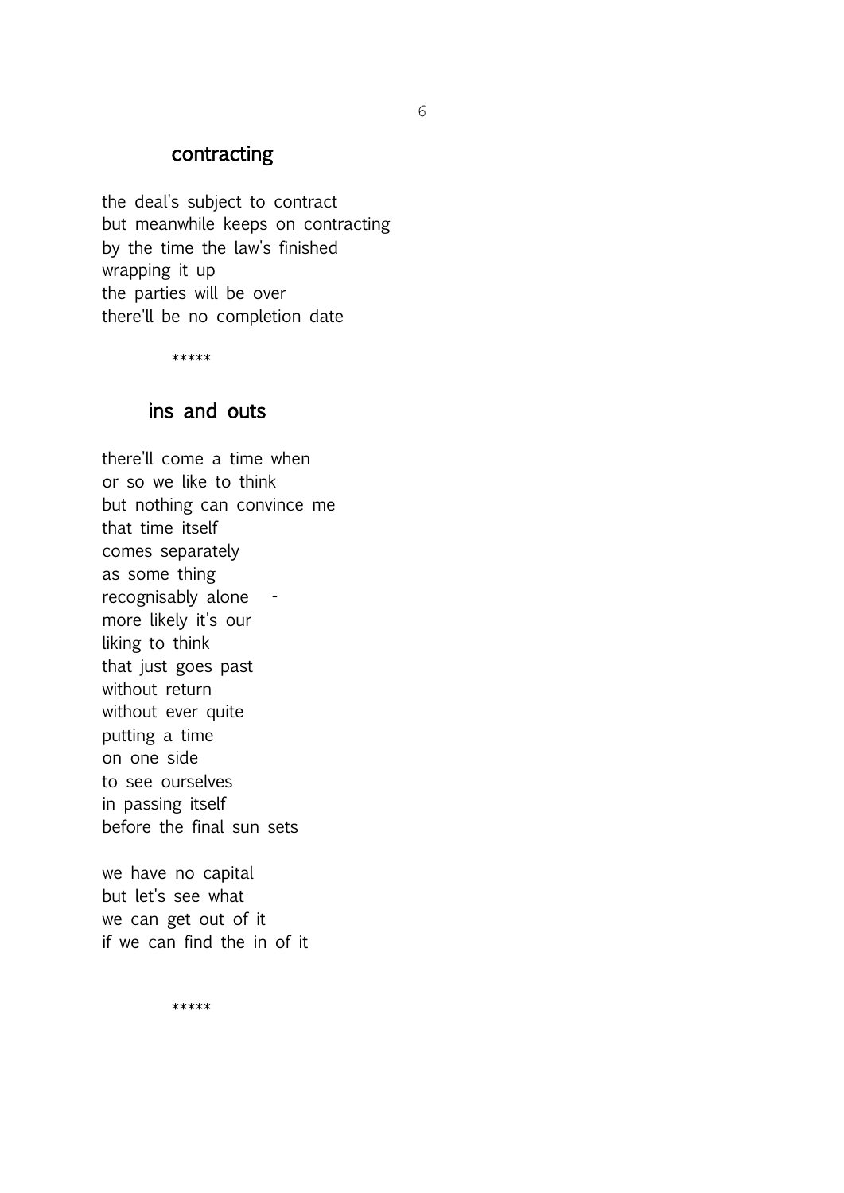## contracting

the deal's subject to contract
but meanwhile keeps on contracting
by the time the law's finished
wrapping it up
the parties will be over
there'll be no completion date

*****

## ins and outs

there'll come a time when
or so we like to think
but nothing can convince me
that time itself
comes separately
as some thing
recognisably alone -
more likely it's our
liking to think
that just goes past
without return
without ever quite
putting a time
on one side
to see ourselves
in passing itself
before the final sun sets

we have no capital
but let's see what
we can get out of it
if we can find the in of it

*****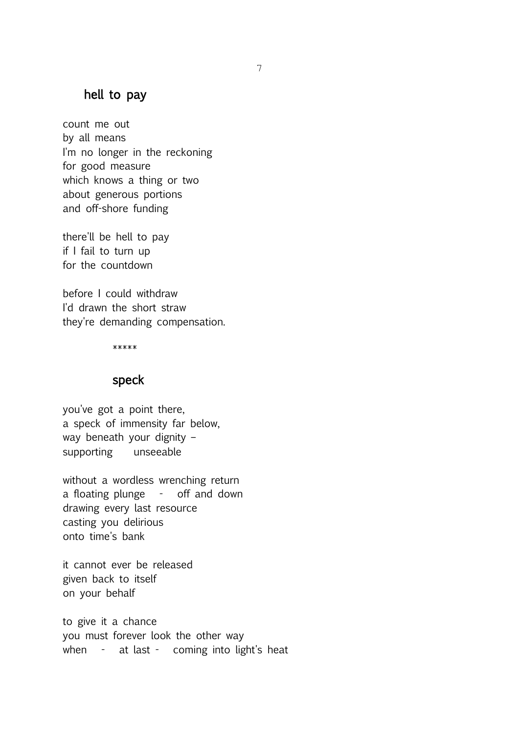## hell to pay

count me out
by all means
I'm no longer in the reckoning
for good measure
which knows a thing or two
about generous portions
and off-shore funding

there'll be hell to pay
if I fail to turn up
for the countdown

before I could withdraw
I'd drawn the short straw
they're demanding compensation.

*****

## speck

you've got a point there,
a speck of immensity far below,
way beneath your dignity –
supporting      unseeable

without a wordless wrenching return
a floating plunge   -   off and down
drawing every last resource
casting you delirious
onto time's bank

it cannot ever be released
given back to itself
on your behalf

to give it a chance
you must forever look the other way
when   -   at last -   coming into light's heat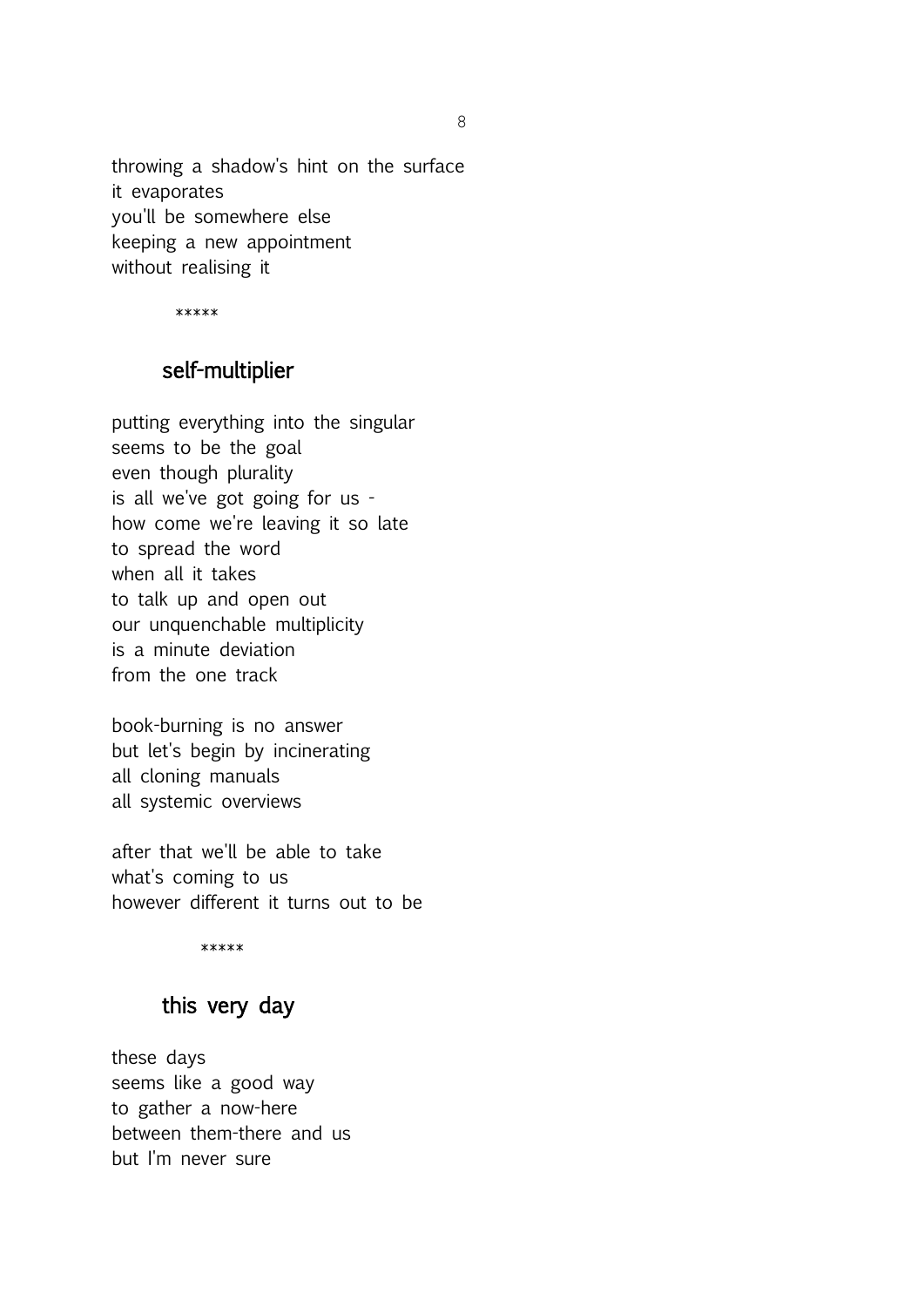throwing a shadow's hint on the surface  
it evaporates  
you'll be somewhere else  
keeping a new appointment  
without realising it

*****

## self-multiplier

putting everything into the singular  
seems to be the goal  
even though plurality  
is all we've got going for us -  
how come we're leaving it so late  
to spread the word  
when all it takes  
to talk up and open out  
our unquenchable multiplicity  
is a minute deviation  
from the one track

book-burning is no answer  
but let's begin by incinerating  
all cloning manuals  
all systemic overviews

after that we'll be able to take  
what's coming to us  
however different it turns out to be

*****

## this very day

these days  
seems like a good way  
to gather a now-here  
between them-there and us  
but I'm never sure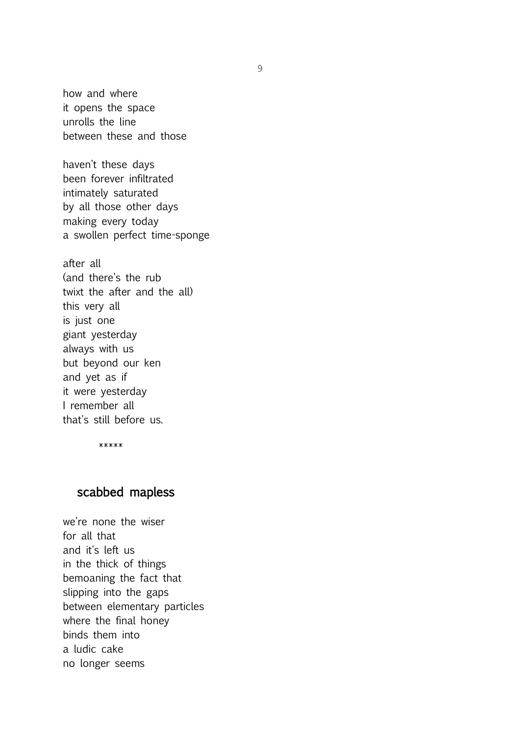how and where
it opens the space
unrolls the line
between these and those

haven't these days
been forever infiltrated
intimately saturated
by all those other days
making every today
a swollen perfect time-sponge

after all
(and there's the rub
twixt the after and the all)
this very all
is just one
giant yesterday
always with us
but beyond our ken
and yet as if
it were yesterday
I remember all
that's still before us.

*****

## scabbed mapless

we're none the wiser
for all that
and it's left us
in the thick of things
bemoaning the fact that
slipping into the gaps
between elementary particles
where the final honey
binds them into
a ludic cake
no longer seems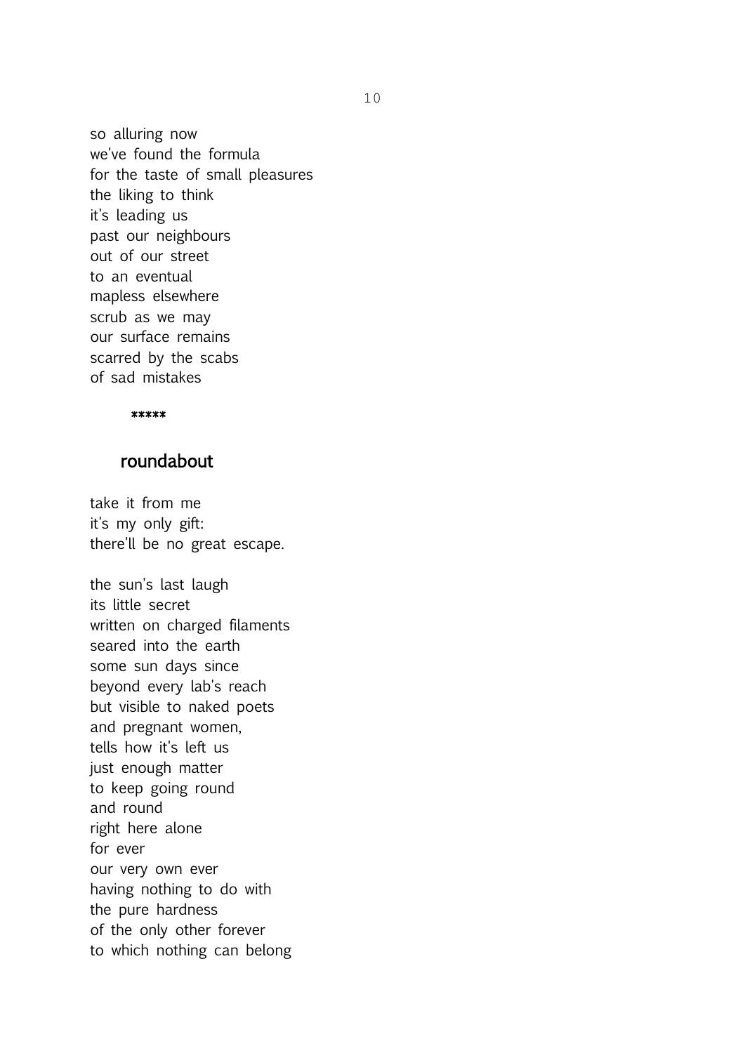so alluring now
we've found the formula
for the taste of small pleasures
the liking to think
it's leading us
past our neighbours
out of our street
to an eventual
mapless elsewhere
scrub as we may
our surface remains
scarred by the scabs
of sad mistakes

*****

## roundabout

take it from me
it's my only gift:
there'll be no great escape.

the sun's last laugh
its little secret
written on charged filaments
seared into the earth
some sun days since
beyond every lab's reach
but visible to naked poets
and pregnant women,
tells how it's left us
just enough matter
to keep going round
and round
right here alone
for ever
our very own ever
having nothing to do with
the pure hardness
of the only other forever
to which nothing can belong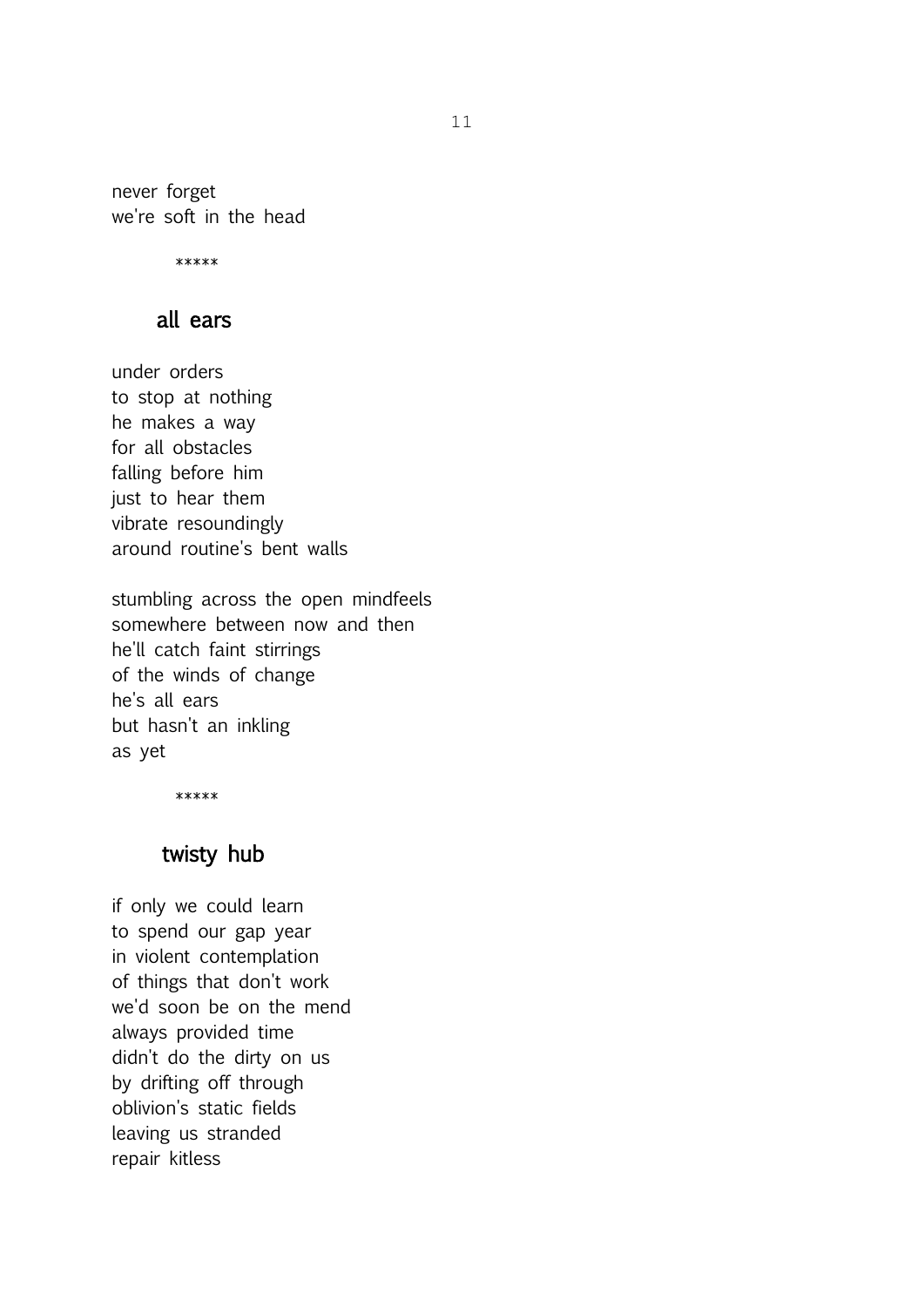never forget
we're soft in the head

*****

## all ears

under orders
to stop at nothing
he makes a way
for all obstacles
falling before him
just to hear them
vibrate resoundingly
around routine's bent walls

stumbling across the open mindfeels
somewhere between now and then
he'll catch faint stirrings
of the winds of change
he's all ears
but hasn't an inkling
as yet

*****

## twisty hub

if only we could learn
to spend our gap year
in violent contemplation
of things that don't work
we'd soon be on the mend
always provided time
didn't do the dirty on us
by drifting off through
oblivion's static fields
leaving us stranded
repair kitless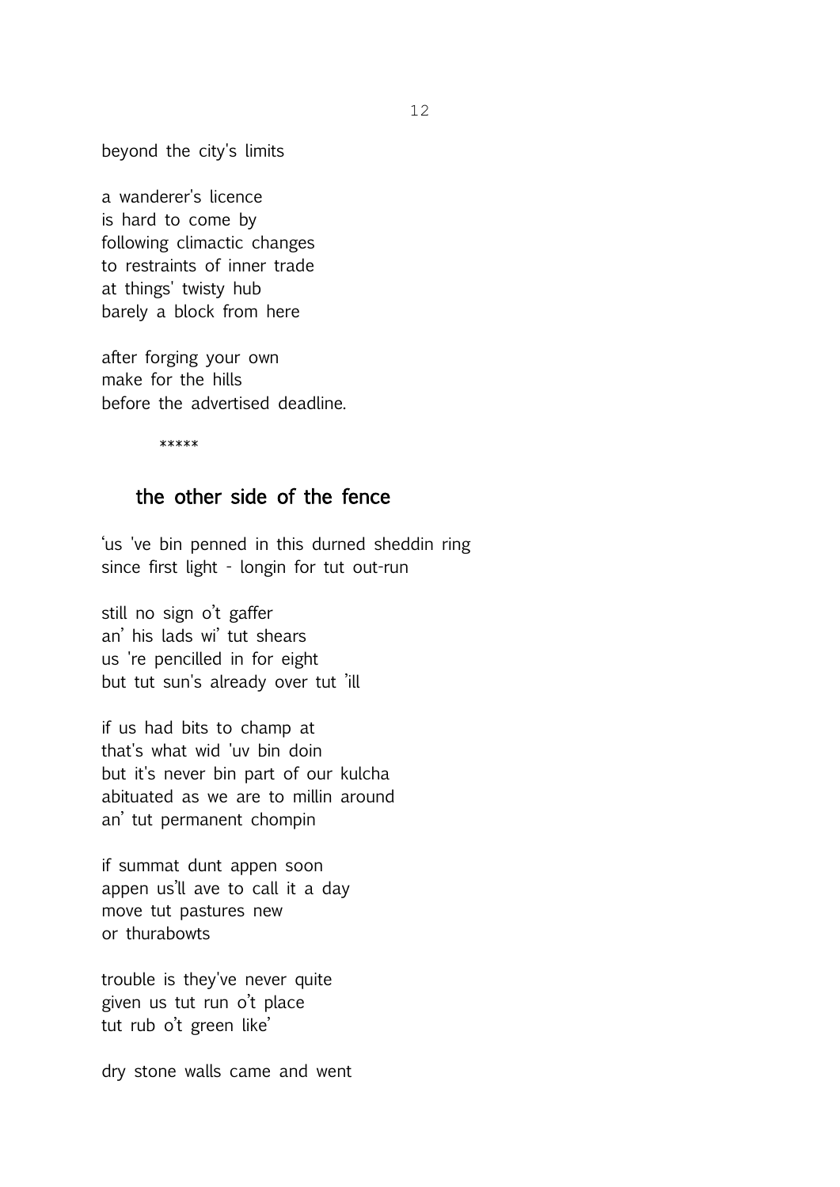beyond the city's limits

a wanderer's licence
is hard to come by
following climactic changes
to restraints of inner trade
at things' twisty hub
barely a block from here

after forging your own
make for the hills
before the advertised deadline.

\*\*\*\*\*

## the other side of the fence

'us 've bin penned in this durned sheddin ring
since first light - longin for tut out-run

still no sign o't gaffer
an' his lads wi' tut shears
us 're pencilled in for eight
but tut sun's already over tut 'ill

if us had bits to champ at
that's what wid 'uv bin doin
but it's never bin part of our kulcha
abituated as we are to millin around
an' tut permanent chompin

if summat dunt appen soon
appen us'll ave to call it a day
move tut pastures new
or thurabowts

trouble is they've never quite
given us tut run o't place
tut rub o't green like'

dry stone walls came and went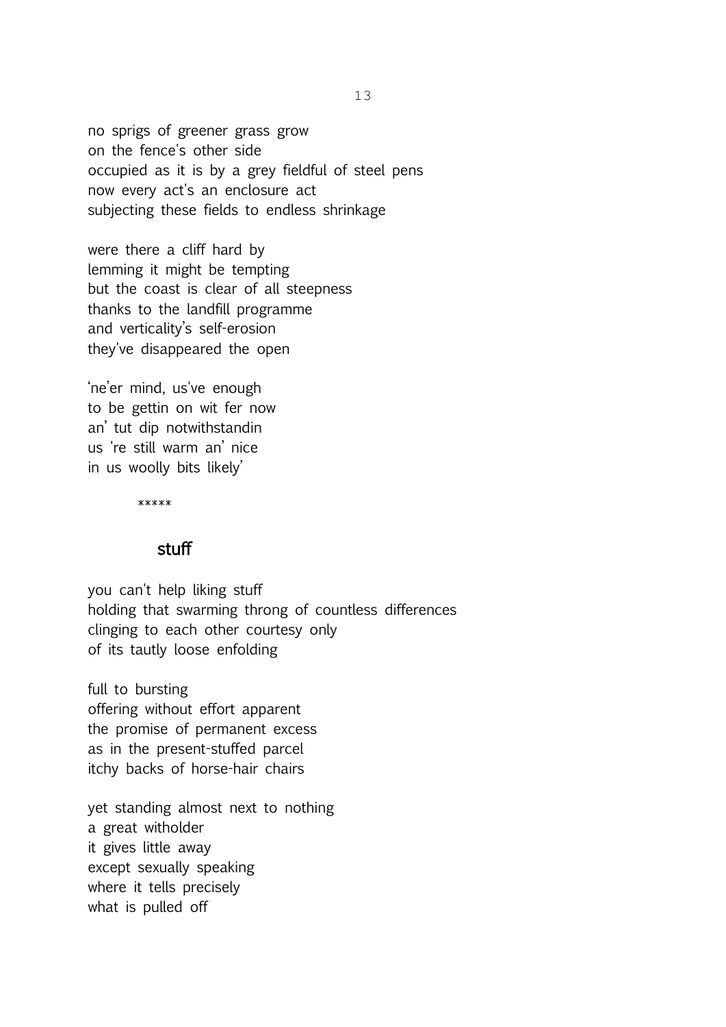no sprigs of greener grass grow  
on the fence's other side  
occupied as it is by a grey fieldful of steel pens  
now every act's an enclosure act  
subjecting these fields to endless shrinkage

were there a cliff hard by  
lemming it might be tempting  
but the coast is clear of all steepness  
thanks to the landfill programme  
and verticality's self-erosion  
they've disappeared the open

'ne'er mind, us've enough  
to be gettin on wit fer now  
an' tut dip notwithstandin  
us 're still warm an' nice  
in us woolly bits likely'

*****

## stuff

you can't help liking stuff  
holding that swarming throng of countless differences  
clinging to each other courtesy only  
of its tautly loose enfolding

full to bursting  
offering without effort apparent  
the promise of permanent excess  
as in the present-stuffed parcel  
itchy backs of horse-hair chairs

yet standing almost next to nothing  
a great witholder  
it gives little away  
except sexually speaking  
where it tells precisely  
what is pulled off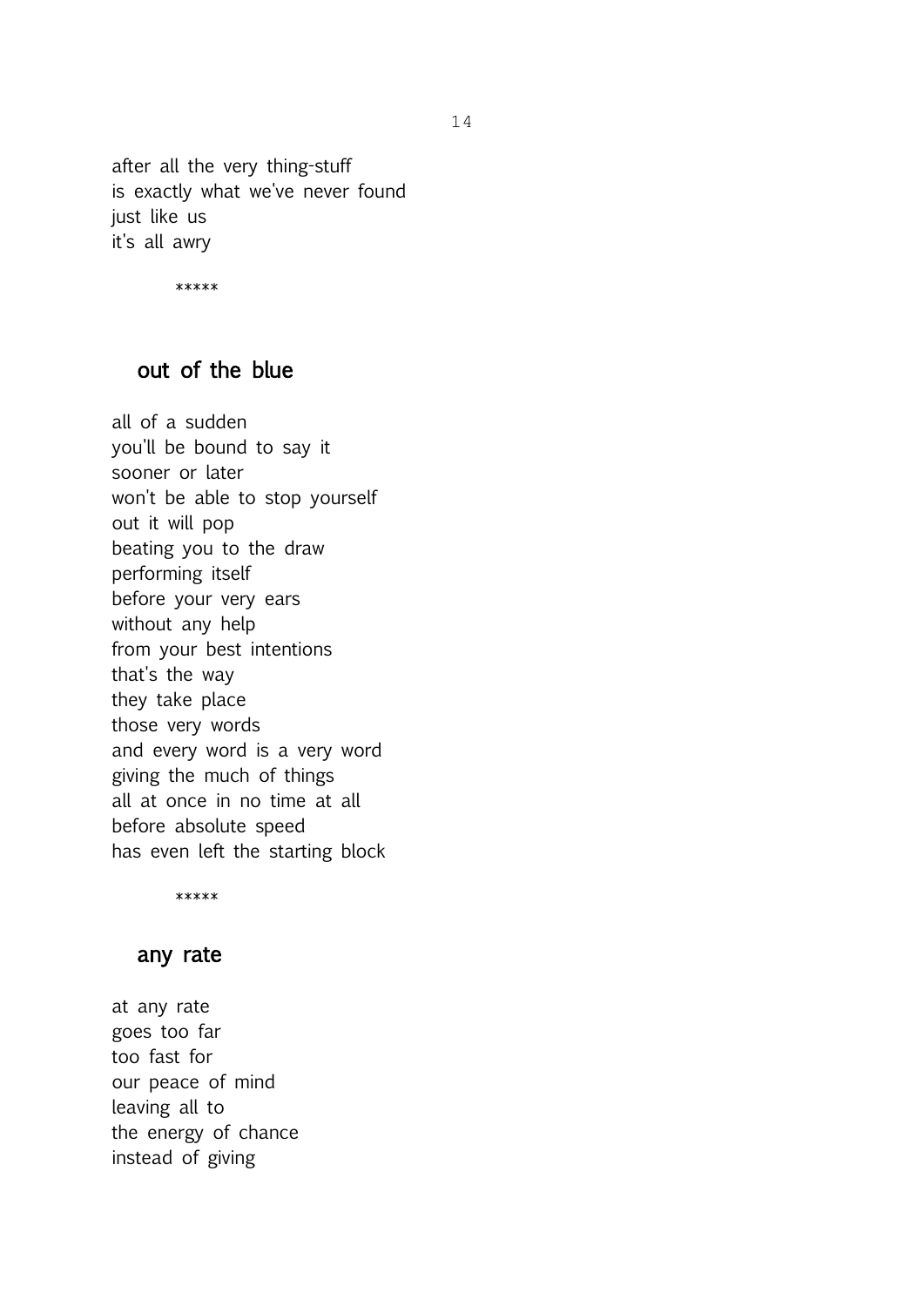after all the very thing-stuff
is exactly what we've never found
just like us
it's all awry

*****

## out of the blue

all of a sudden
you'll be bound to say it
sooner or later
won't be able to stop yourself
out it will pop
beating you to the draw
performing itself
before your very ears
without any help
from your best intentions
that's the way
they take place
those very words
and every word is a very word
giving the much of things
all at once in no time at all
before absolute speed
has even left the starting block

*****

## any rate

at any rate
goes too far
too fast for
our peace of mind
leaving all to
the energy of chance
instead of giving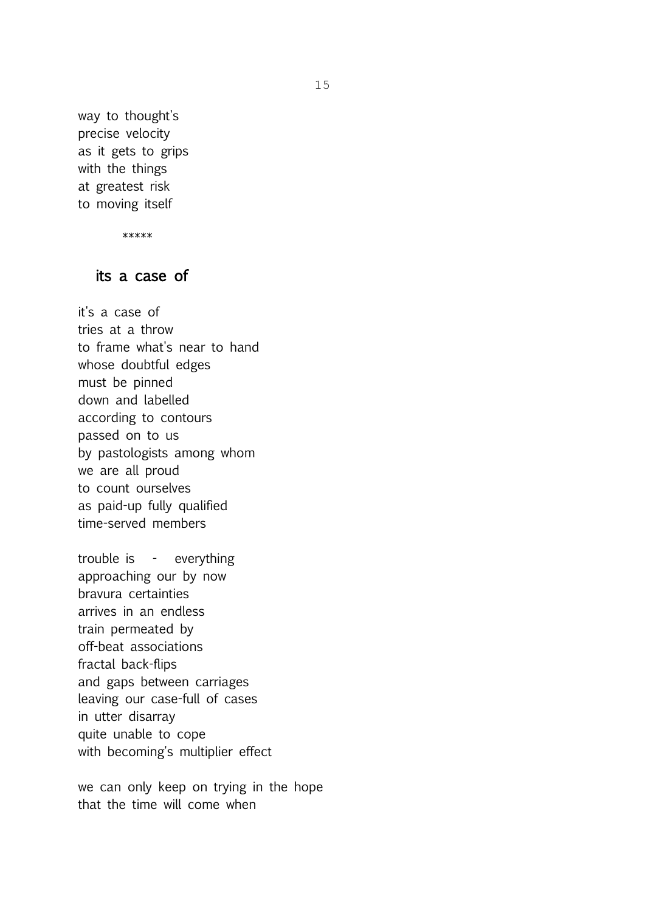way to thought's
precise velocity
as it gets to grips
with the things
at greatest risk
to moving itself

*****

## its a case of

it's a case of
tries at a throw
to frame what's near to hand
whose doubtful edges
must be pinned
down and labelled
according to contours
passed on to us
by pastologists among whom
we are all proud
to count ourselves
as paid-up fully qualified
time-served members

trouble is - everything
approaching our by now
bravura certainties
arrives in an endless
train permeated by
off-beat associations
fractal back-flips
and gaps between carriages
leaving our case-full of cases
in utter disarray
quite unable to cope
with becoming's multiplier effect

we can only keep on trying in the hope
that the time will come when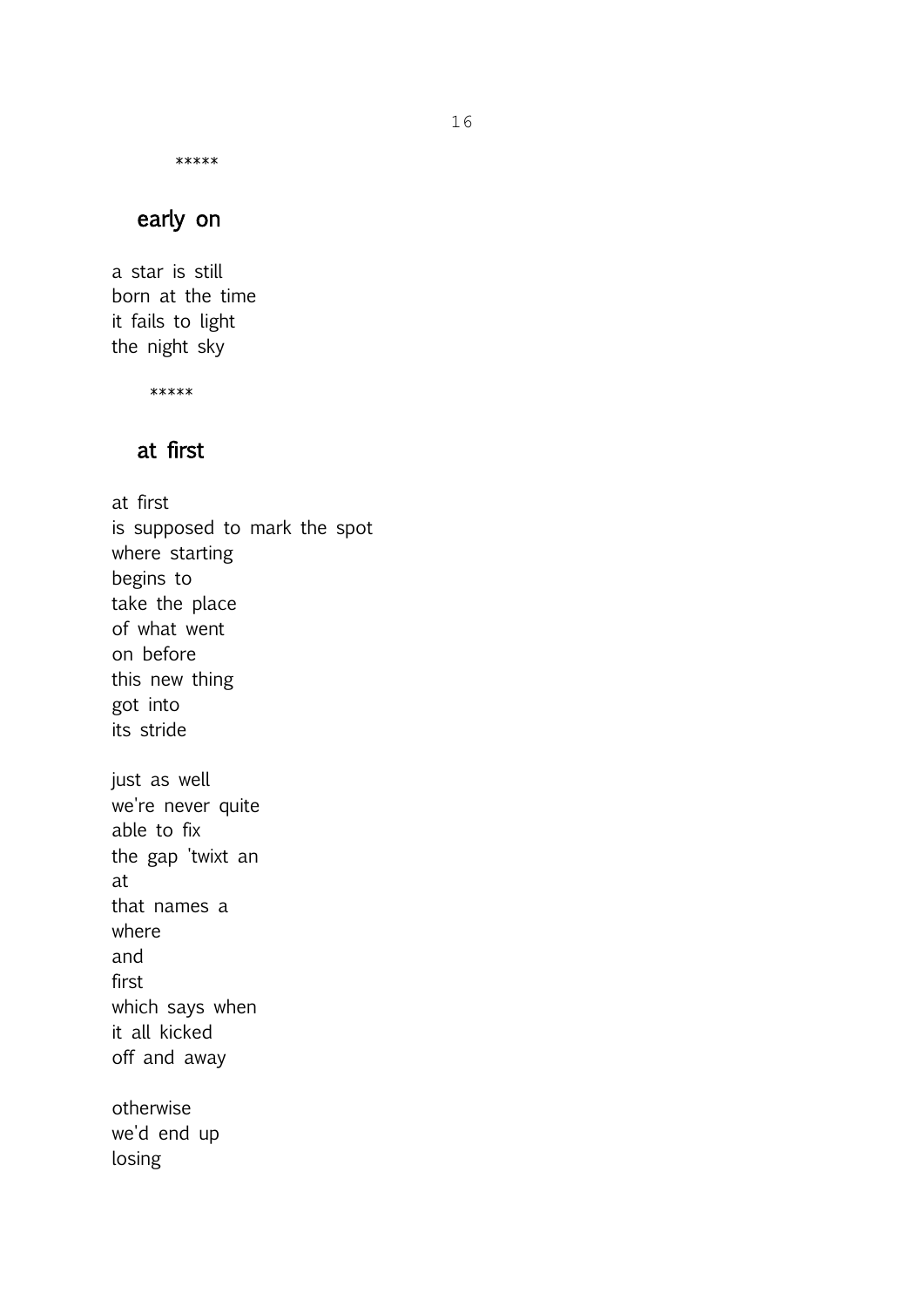*****

## early on

a star is still  
born at the time  
it fails to light  
the night sky

*****

## at first

at first  
is supposed to mark the spot  
where starting  
begins to  
take the place  
of what went  
on before  
this new thing  
got into  
its stride

just as well  
we're never quite  
able to fix  
the gap 'twixt an  
at  
that names a  
where  
and  
first  
which says when  
it all kicked  
off and away

otherwise  
we'd end up  
losing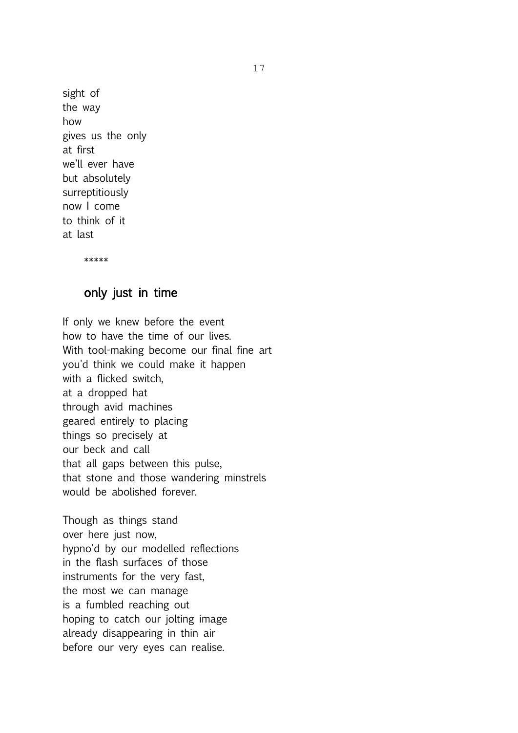sight of  
the way  
how  
gives us the only  
at first  
we'll ever have  
but absolutely  
surreptitiously  
now I come  
to think of it  
at last

*****

## only just in time

If only we knew before the event  
how to have the time of our lives.  
With tool-making become our final fine art  
you'd think we could make it happen  
with a flicked switch,  
at a dropped hat  
through avid machines  
geared entirely to placing  
things so precisely at  
our beck and call  
that all gaps between this pulse,  
that stone and those wandering minstrels  
would be abolished forever.

Though as things stand  
over here just now,  
hypno'd by our modelled reflections  
in the flash surfaces of those  
instruments for the very fast,  
the most we can manage  
is a fumbled reaching out  
hoping to catch our jolting image  
already disappearing in thin air  
before our very eyes can realise.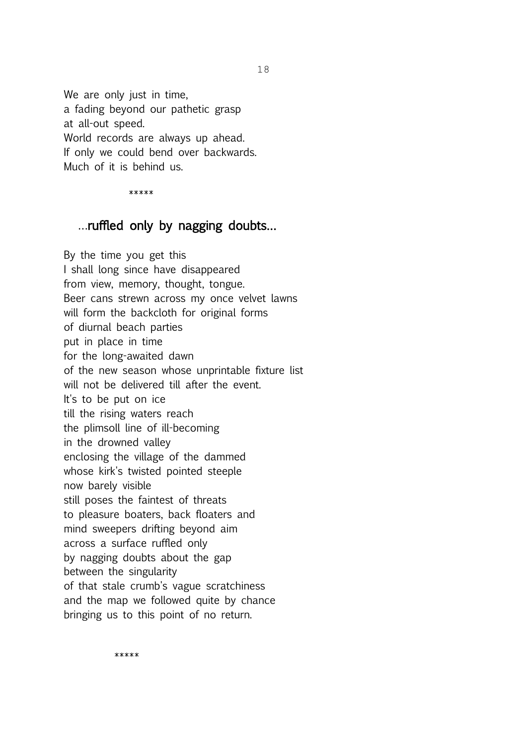We are only just in time,
a fading beyond our pathetic grasp
at all-out speed.
World records are always up ahead.
If only we could bend over backwards.
Much of it is behind us.

*****

## ...ruffled only by nagging doubts...

By the time you get this
I shall long since have disappeared
from view, memory, thought, tongue.
Beer cans strewn across my once velvet lawns
will form the backcloth for original forms
of diurnal beach parties
put in place in time
for the long-awaited dawn
of the new season whose unprintable fixture list
will not be delivered till after the event.
It's to be put on ice
till the rising waters reach
the plimsoll line of ill-becoming
in the drowned valley
enclosing the village of the dammed
whose kirk's twisted pointed steeple
now barely visible
still poses the faintest of threats
to pleasure boaters, back floaters and
mind sweepers drifting beyond aim
across a surface ruffled only
by nagging doubts about the gap
between the singularity
of that stale crumb's vague scratchiness
and the map we followed quite by chance
bringing us to this point of no return.

*****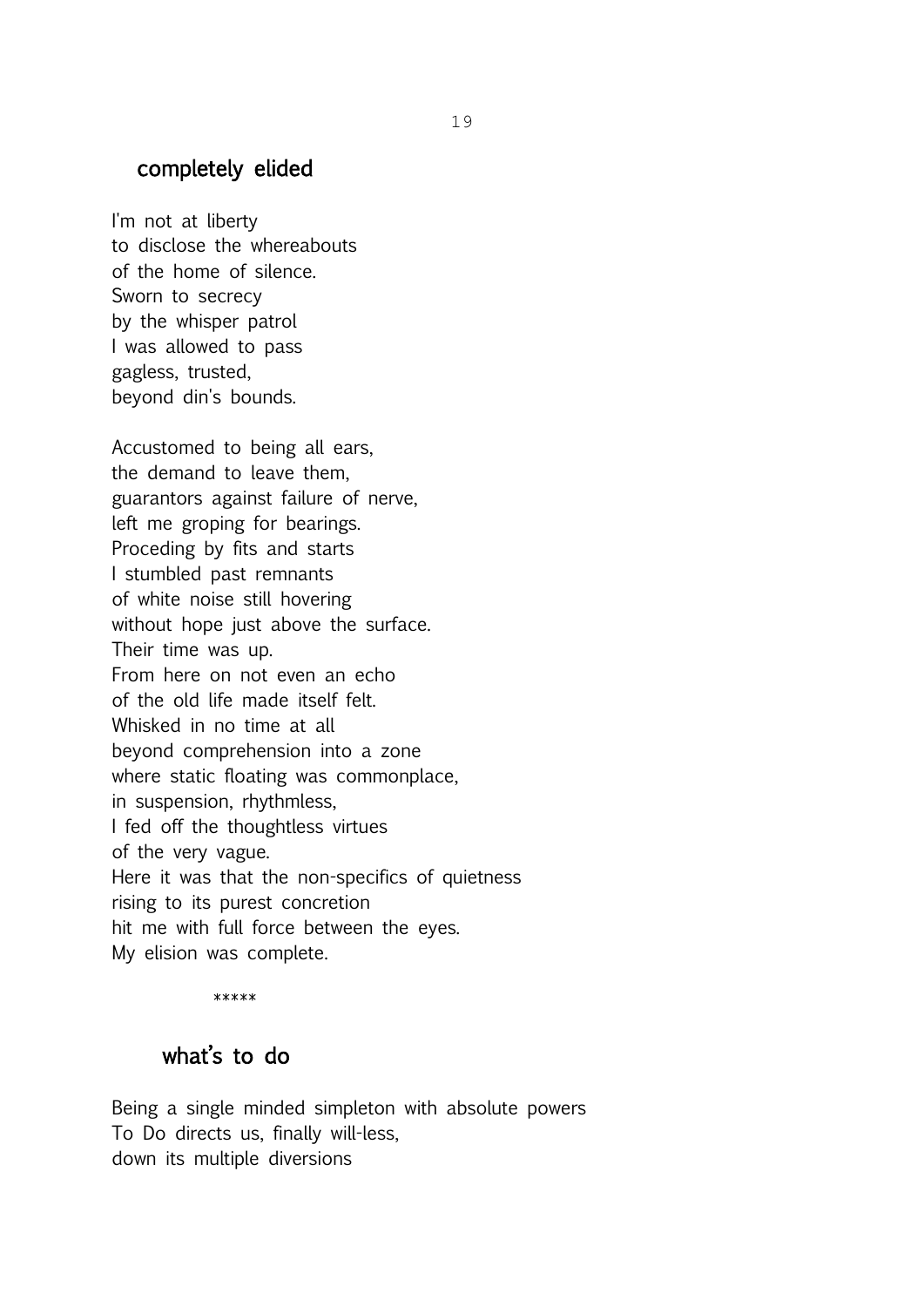## completely elided

I'm not at liberty  
to disclose the whereabouts  
of the home of silence.  
Sworn to secrecy  
by the whisper patrol  
I was allowed to pass  
gagless, trusted,  
beyond din's bounds.

Accustomed to being all ears,  
the demand to leave them,  
guarantors against failure of nerve,  
left me groping for bearings.  
Proceding by fits and starts  
I stumbled past remnants  
of white noise still hovering  
without hope just above the surface.  
Their time was up.  
From here on not even an echo  
of the old life made itself felt.  
Whisked in no time at all  
beyond comprehension into a zone  
where static floating was commonplace,  
in suspension, rhythmless,  
I fed off the thoughtless virtues  
of the very vague.  
Here it was that the non-specifics of quietness  
rising to its purest concretion  
hit me with full force between the eyes.  
My elision was complete.

*****

## what's to do

Being a single minded simpleton with absolute powers  
To Do directs us, finally will-less,  
down its multiple diversions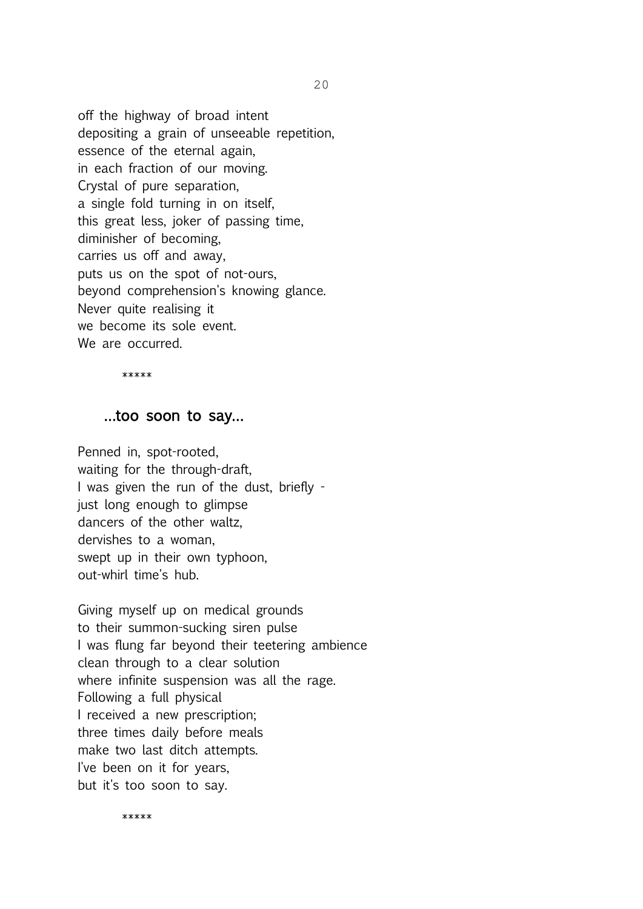off the highway of broad intent  
depositing a grain of unseeable repetition,  
essence of the eternal again,  
in each fraction of our moving.  
Crystal of pure separation,  
a single fold turning in on itself,  
this great less, joker of passing time,  
diminisher of becoming,  
carries us off and away,  
puts us on the spot of not-ours,  
beyond comprehension's knowing glance.  
Never quite realising it  
we become its sole event.  
We are occurred.

*****

## ...too soon to say...

Penned in, spot-rooted,  
waiting for the through-draft,  
I was given the run of the dust, briefly -  
just long enough to glimpse  
dancers of the other waltz,  
dervishes to a woman,  
swept up in their own typhoon,  
out-whirl time's hub.

Giving myself up on medical grounds  
to their summon-sucking siren pulse  
I was flung far beyond their teetering ambience  
clean through to a clear solution  
where infinite suspension was all the rage.  
Following a full physical  
I received a new prescription;  
three times daily before meals  
make two last ditch attempts.  
I've been on it for years,  
but it's too soon to say.

*****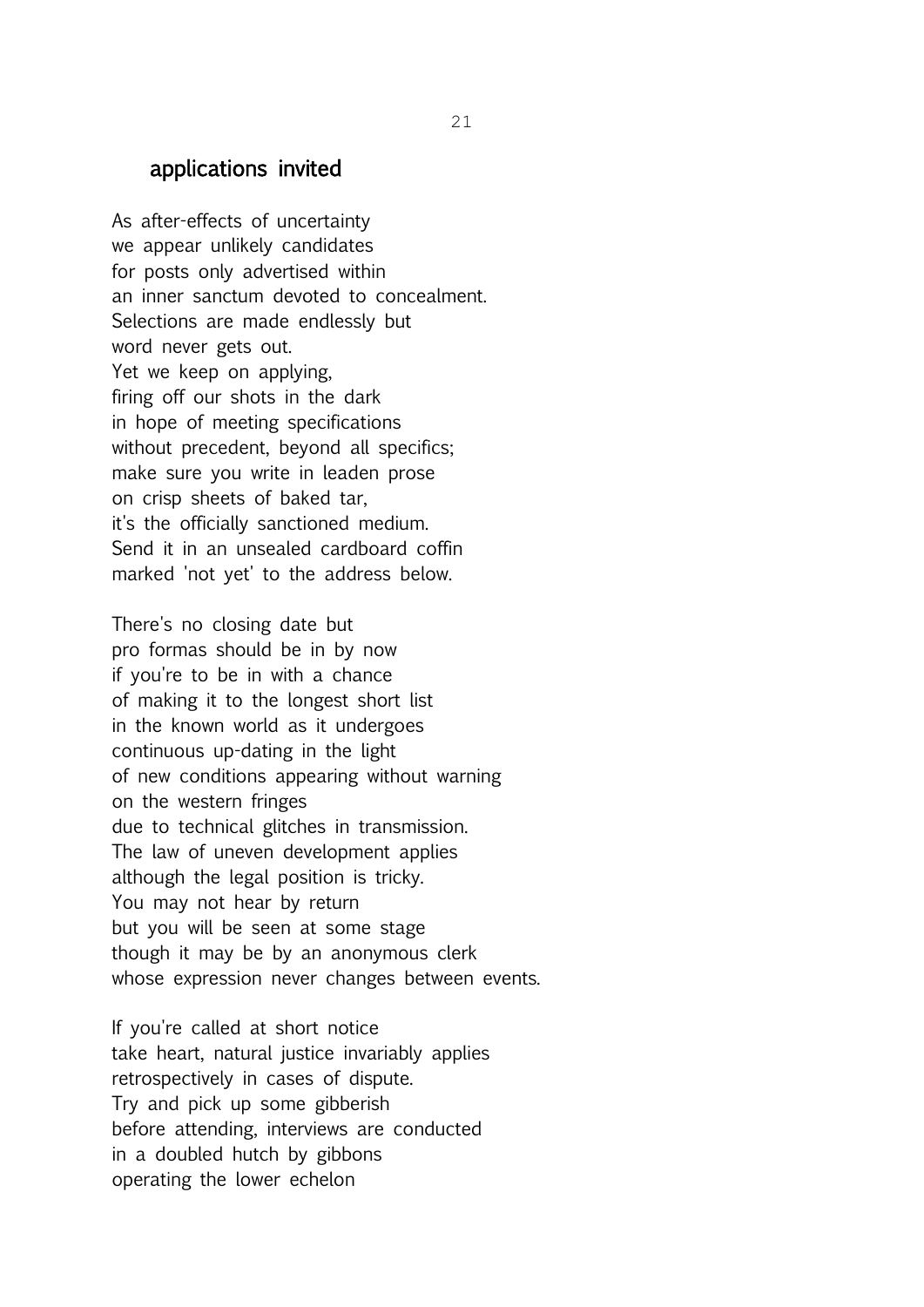## applications invited

As after-effects of uncertainty
we appear unlikely candidates
for posts only advertised within
an inner sanctum devoted to concealment.
Selections are made endlessly but
word never gets out.
Yet we keep on applying,
firing off our shots in the dark
in hope of meeting specifications
without precedent, beyond all specifics;
make sure you write in leaden prose
on crisp sheets of baked tar,
it's the officially sanctioned medium.
Send it in an unsealed cardboard coffin
marked 'not yet' to the address below.

There's no closing date but
pro formas should be in by now
if you're to be in with a chance
of making it to the longest short list
in the known world as it undergoes
continuous up-dating in the light
of new conditions appearing without warning
on the western fringes
due to technical glitches in transmission.
The law of uneven development applies
although the legal position is tricky.
You may not hear by return
but you will be seen at some stage
though it may be by an anonymous clerk
whose expression never changes between events.

If you're called at short notice
take heart, natural justice invariably applies
retrospectively in cases of dispute.
Try and pick up some gibberish
before attending, interviews are conducted
in a doubled hutch by gibbons
operating the lower echelon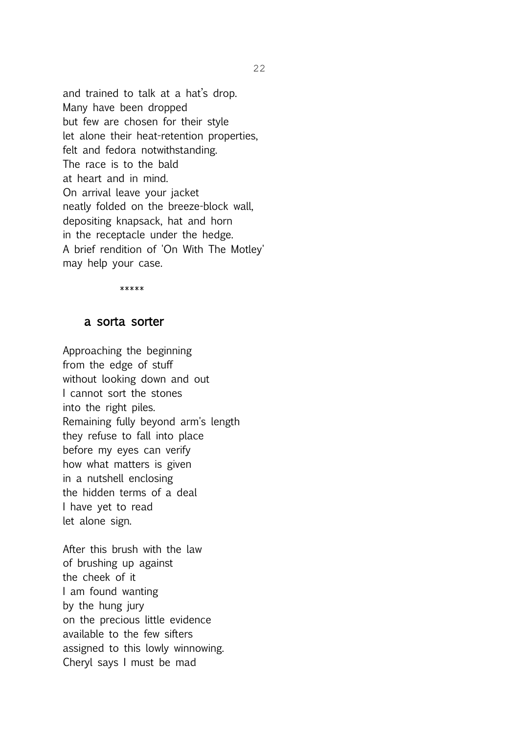and trained to talk at a hat's drop.
Many have been dropped
but few are chosen for their style
let alone their heat-retention properties,
felt and fedora notwithstanding.
The race is to the bald
at heart and in mind.
On arrival leave your jacket
neatly folded on the breeze-block wall,
depositing knapsack, hat and horn
in the receptacle under the hedge.
A brief rendition of 'On With The Motley'
may help your case.

*****

## a sorta sorter

Approaching the beginning
from the edge of stuff
without looking down and out
I cannot sort the stones
into the right piles.
Remaining fully beyond arm's length
they refuse to fall into place
before my eyes can verify
how what matters is given
in a nutshell enclosing
the hidden terms of a deal
I have yet to read
let alone sign.

After this brush with the law
of brushing up against
the cheek of it
I am found wanting
by the hung jury
on the precious little evidence
available to the few sifters
assigned to this lowly winnowing.
Cheryl says I must be mad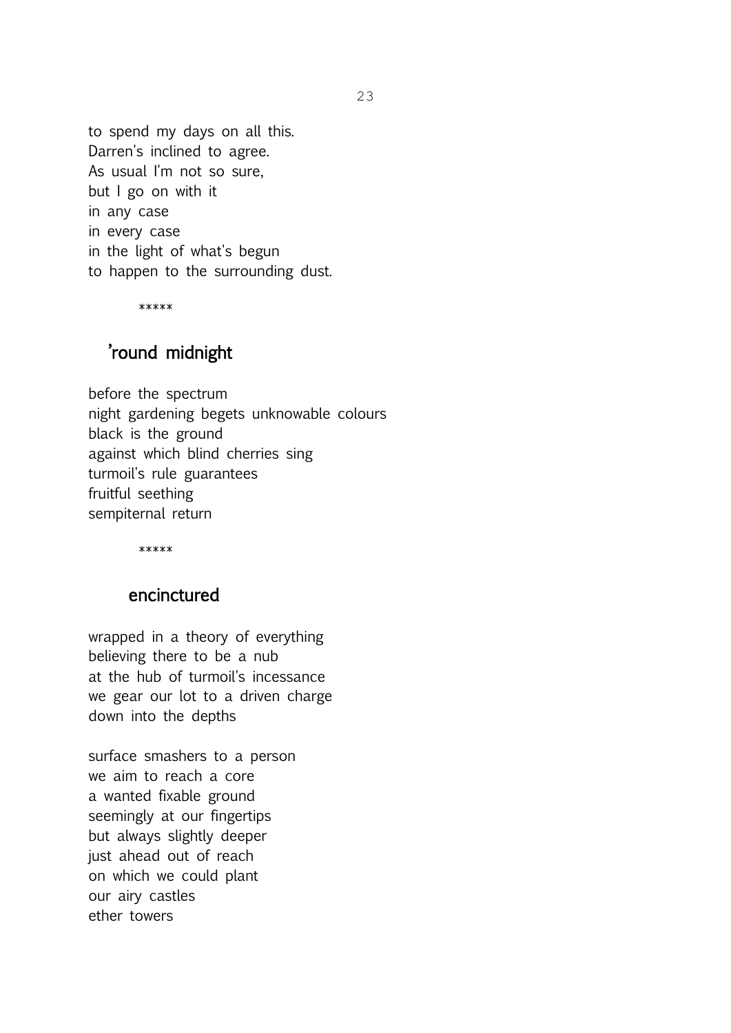to spend my days on all this.
Darren's inclined to agree.
As usual I'm not so sure,
but I go on with it
in any case
in every case
in the light of what's begun
to happen to the surrounding dust.

*****

## 'round midnight

before the spectrum
night gardening begets unknowable colours
black is the ground
against which blind cherries sing
turmoil's rule guarantees
fruitful seething
sempiternal return

*****

## encinctured

wrapped in a theory of everything
believing there to be a nub
at the hub of turmoil's incessance
we gear our lot to a driven charge
down into the depths

surface smashers to a person
we aim to reach a core
a wanted fixable ground
seemingly at our fingertips
but always slightly deeper
just ahead out of reach
on which we could plant
our airy castles
ether towers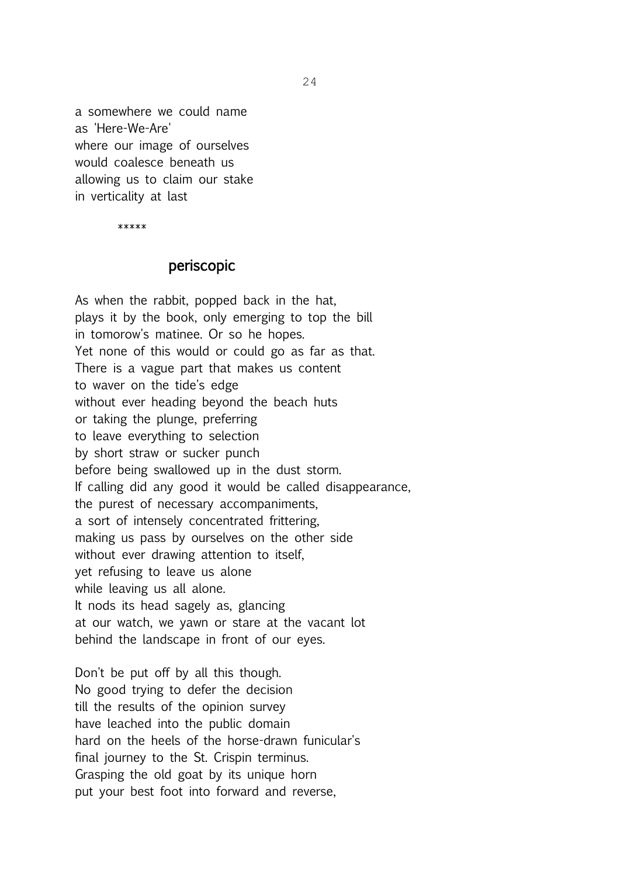a somewhere we could name  
as 'Here-We-Are'  
where our image of ourselves  
would coalesce beneath us  
allowing us to claim our stake  
in verticality at last

*****

## periscopic

As when the rabbit, popped back in the hat,  
plays it by the book, only emerging to top the bill  
in tomorow's matinee. Or so he hopes.  
Yet none of this would or could go as far as that.  
There is a vague part that makes us content  
to waver on the tide's edge  
without ever heading beyond the beach huts  
or taking the plunge, preferring  
to leave everything to selection  
by short straw or sucker punch  
before being swallowed up in the dust storm.  
If calling did any good it would be called disappearance,  
the purest of necessary accompaniments,  
a sort of intensely concentrated frittering,  
making us pass by ourselves on the other side  
without ever drawing attention to itself,  
yet refusing to leave us alone  
while leaving us all alone.  
It nods its head sagely as, glancing  
at our watch, we yawn or stare at the vacant lot  
behind the landscape in front of our eyes.

Don't be put off by all this though.  
No good trying to defer the decision  
till the results of the opinion survey  
have leached into the public domain  
hard on the heels of the horse-drawn funicular's  
final journey to the St. Crispin terminus.  
Grasping the old goat by its unique horn  
put your best foot into forward and reverse,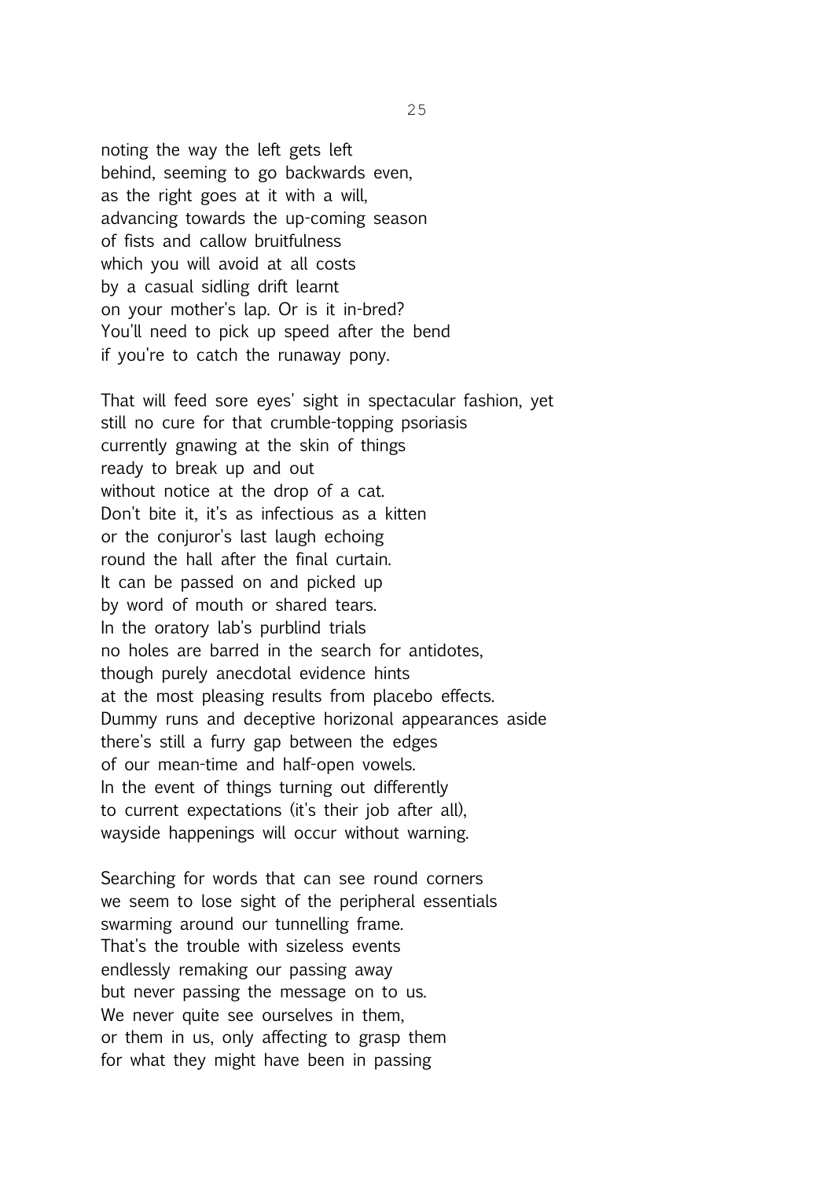noting the way the left gets left
behind, seeming to go backwards even,
as the right goes at it with a will,
advancing towards the up-coming season
of fists and callow bruitfulness
which you will avoid at all costs
by a casual sidling drift learnt
on your mother's lap. Or is it in-bred?
You'll need to pick up speed after the bend
if you're to catch the runaway pony.

That will feed sore eyes' sight in spectacular fashion, yet
still no cure for that crumble-topping psoriasis
currently gnawing at the skin of things
ready to break up and out
without notice at the drop of a cat.
Don't bite it, it's as infectious as a kitten
or the conjuror's last laugh echoing
round the hall after the final curtain.
It can be passed on and picked up
by word of mouth or shared tears.
In the oratory lab's purblind trials
no holes are barred in the search for antidotes,
though purely anecdotal evidence hints
at the most pleasing results from placebo effects.
Dummy runs and deceptive horizonal appearances aside
there's still a furry gap between the edges
of our mean-time and half-open vowels.
In the event of things turning out differently
to current expectations (it's their job after all),
wayside happenings will occur without warning.

Searching for words that can see round corners
we seem to lose sight of the peripheral essentials
swarming around our tunnelling frame.
That's the trouble with sizeless events
endlessly remaking our passing away
but never passing the message on to us.
We never quite see ourselves in them,
or them in us, only affecting to grasp them
for what they might have been in passing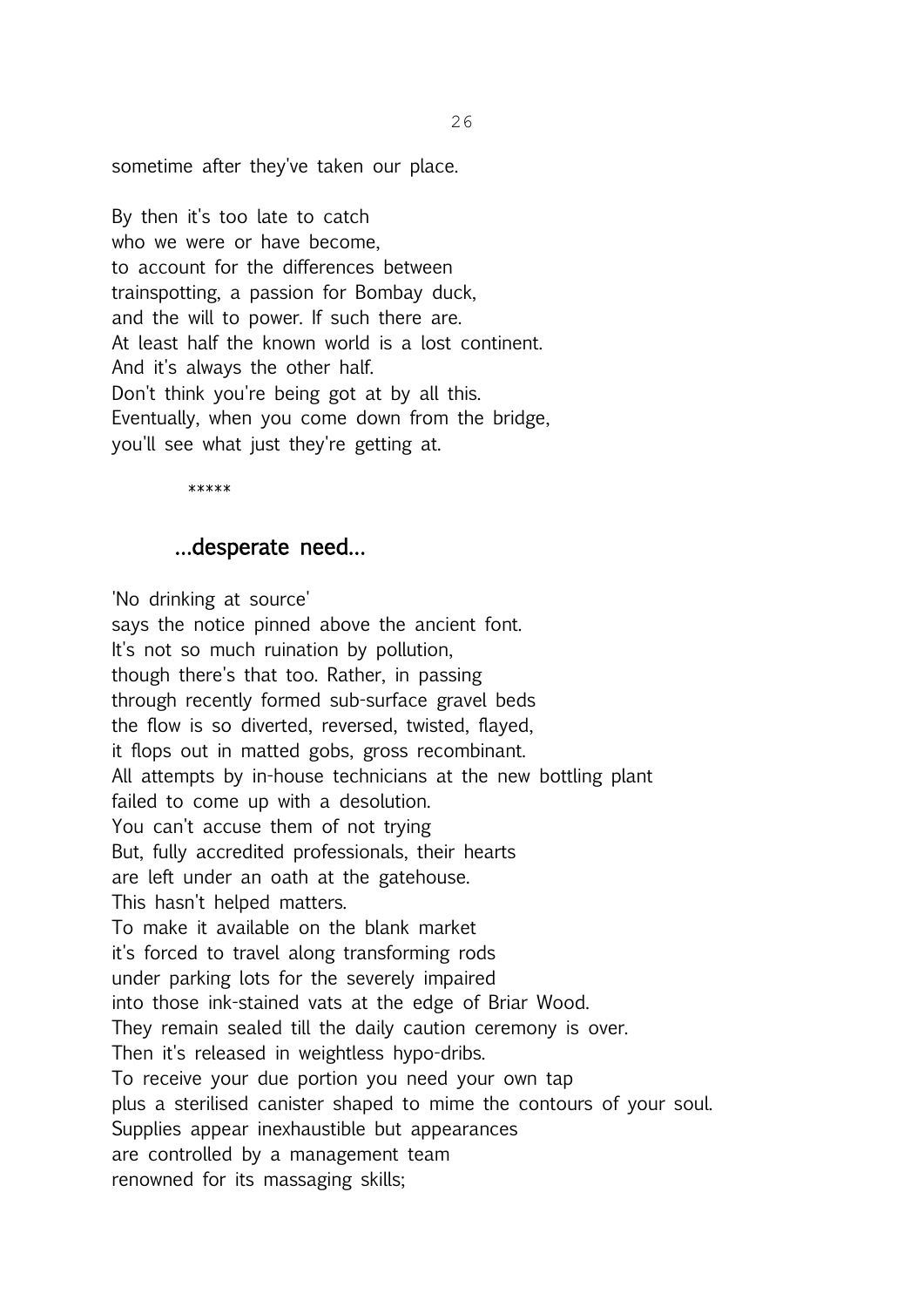sometime after they've taken our place.

By then it's too late to catch  
who we were or have become,  
to account for the differences between  
trainspotting, a passion for Bombay duck,  
and the will to power. If such there are.  
At least half the known world is a lost continent.  
And it's always the other half.  
Don't think you're being got at by all this.  
Eventually, when you come down from the bridge,  
you'll see what just they're getting at.

*****

## ...desperate need...

'No drinking at source'  
says the notice pinned above the ancient font.  
It's not so much ruination by pollution,  
though there's that too. Rather, in passing  
through recently formed sub-surface gravel beds  
the flow is so diverted, reversed, twisted, flayed,  
it flops out in matted gobs, gross recombinant.  
All attempts by in-house technicians at the new bottling plant  
failed to come up with a desolution.  
You can't accuse them of not trying  
But, fully accredited professionals, their hearts  
are left under an oath at the gatehouse.  
This hasn't helped matters.  
To make it available on the blank market  
it's forced to travel along transforming rods  
under parking lots for the severely impaired  
into those ink-stained vats at the edge of Briar Wood.  
They remain sealed till the daily caution ceremony is over.  
Then it's released in weightless hypo-dribs.  
To receive your due portion you need your own tap  
plus a sterilised canister shaped to mime the contours of your soul.  
Supplies appear inexhaustible but appearances  
are controlled by a management team  
renowned for its massaging skills;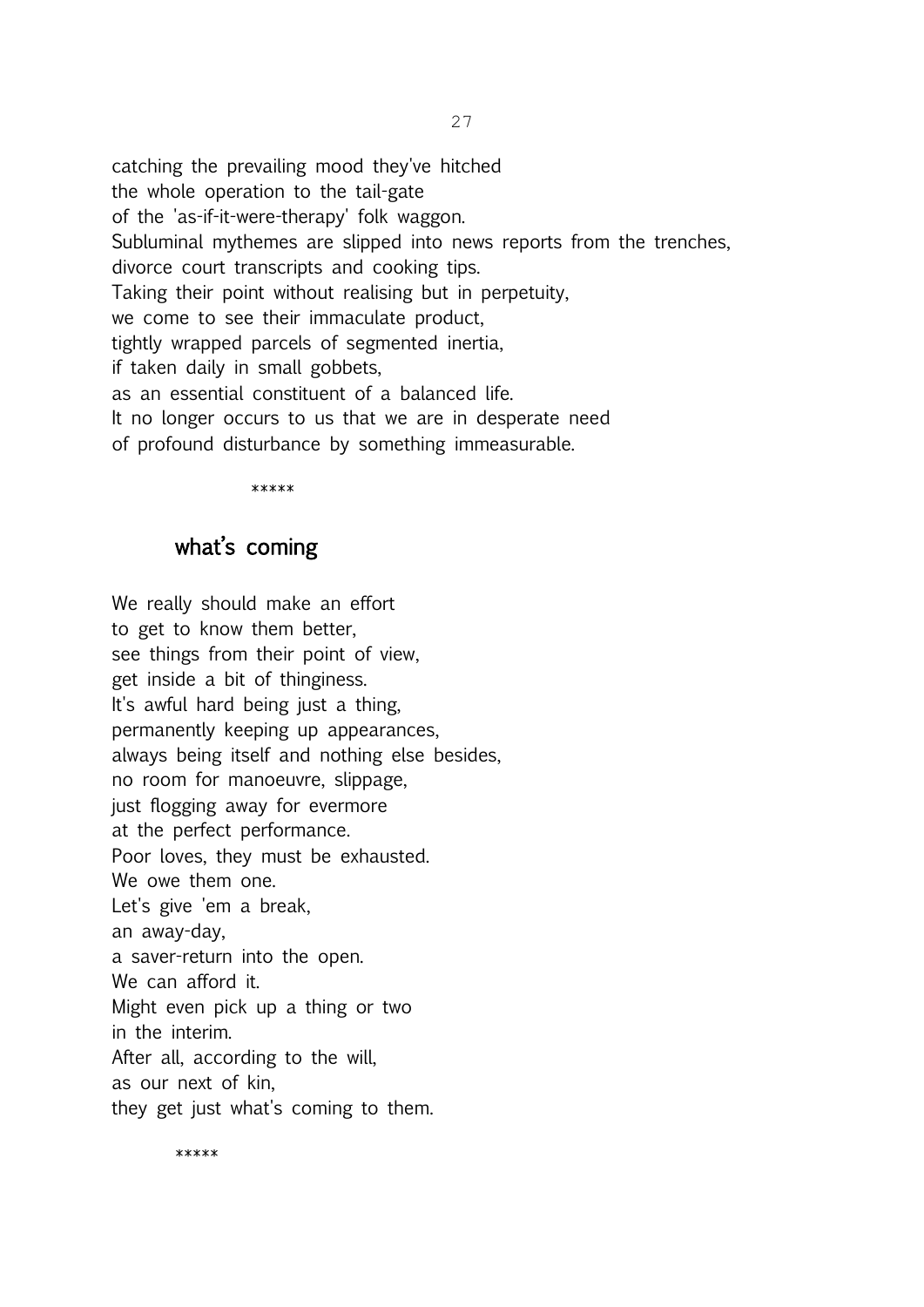catching the prevailing mood they've hitched
the whole operation to the tail-gate
of the 'as-if-it-were-therapy' folk waggon.
Subluminal mythemes are slipped into news reports from the trenches,
divorce court transcripts and cooking tips.
Taking their point without realising but in perpetuity,
we come to see their immaculate product,
tightly wrapped parcels of segmented inertia,
if taken daily in small gobbets,
as an essential constituent of a balanced life.
It no longer occurs to us that we are in desperate need
of profound disturbance by something immeasurable.

*****

## what's coming

We really should make an effort
to get to know them better,
see things from their point of view,
get inside a bit of thinginess.
It's awful hard being just a thing,
permanently keeping up appearances,
always being itself and nothing else besides,
no room for manoeuvre, slippage,
just flogging away for evermore
at the perfect performance.
Poor loves, they must be exhausted.
We owe them one.
Let's give 'em a break,
an away-day,
a saver-return into the open.
We can afford it.
Might even pick up a thing or two
in the interim.
After all, according to the will,
as our next of kin,
they get just what's coming to them.

*****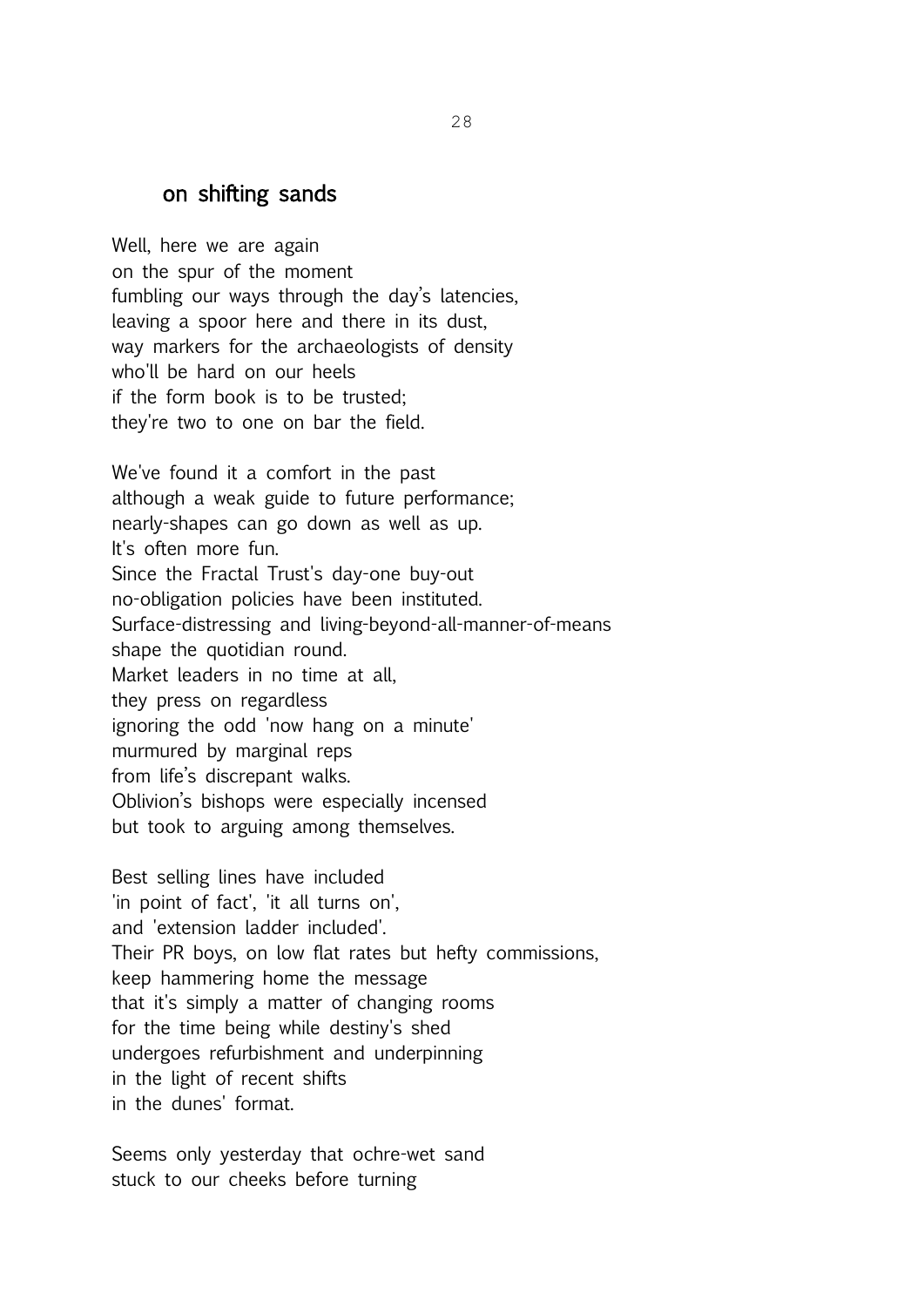## on shifting sands

Well, here we are again
on the spur of the moment
fumbling our ways through the day's latencies,
leaving a spoor here and there in its dust,
way markers for the archaeologists of density
who'll be hard on our heels
if the form book is to be trusted;
they're two to one on bar the field.

We've found it a comfort in the past
although a weak guide to future performance;
nearly-shapes can go down as well as up.
It's often more fun.
Since the Fractal Trust's day-one buy-out
no-obligation policies have been instituted.
Surface-distressing and living-beyond-all-manner-of-means
shape the quotidian round.
Market leaders in no time at all,
they press on regardless
ignoring the odd 'now hang on a minute'
murmured by marginal reps
from life's discrepant walks.
Oblivion's bishops were especially incensed
but took to arguing among themselves.

Best selling lines have included
'in point of fact', 'it all turns on',
and 'extension ladder included'.
Their PR boys, on low flat rates but hefty commissions,
keep hammering home the message
that it's simply a matter of changing rooms
for the time being while destiny's shed
undergoes refurbishment and underpinning
in the light of recent shifts
in the dunes' format.

Seems only yesterday that ochre-wet sand
stuck to our cheeks before turning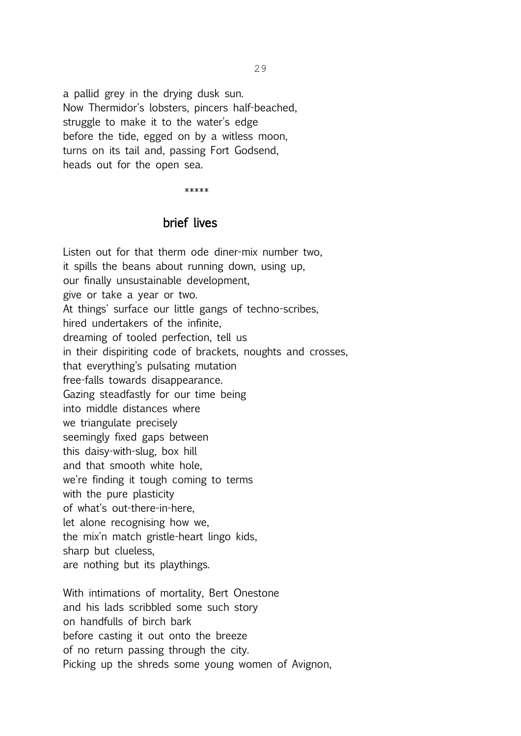a pallid grey in the drying dusk sun.  
Now Thermidor's lobsters, pincers half-beached,  
struggle to make it to the water's edge  
before the tide, egged on by a witless moon,  
turns on its tail and, passing Fort Godsend,  
heads out for the open sea.

*****

## brief lives

Listen out for that therm ode diner-mix number two,  
it spills the beans about running down, using up,  
our finally unsustainable development,  
give or take a year or two.  
At things' surface our little gangs of techno-scribes,  
hired undertakers of the infinite,  
dreaming of tooled perfection, tell us  
in their dispiriting code of brackets, noughts and crosses,  
that everything's pulsating mutation  
free-falls towards disappearance.  
Gazing steadfastly for our time being  
into middle distances where  
we triangulate precisely  
seemingly fixed gaps between  
this daisy-with-slug, box hill  
and that smooth white hole,  
we're finding it tough coming to terms  
with the pure plasticity  
of what's out-there-in-here,  
let alone recognising how we,  
the mix'n match gristle-heart lingo kids,  
sharp but clueless,  
are nothing but its playthings.

With intimations of mortality, Bert Onestone  
and his lads scribbled some such story  
on handfulls of birch bark  
before casting it out onto the breeze  
of no return passing through the city.  
Picking up the shreds some young women of Avignon,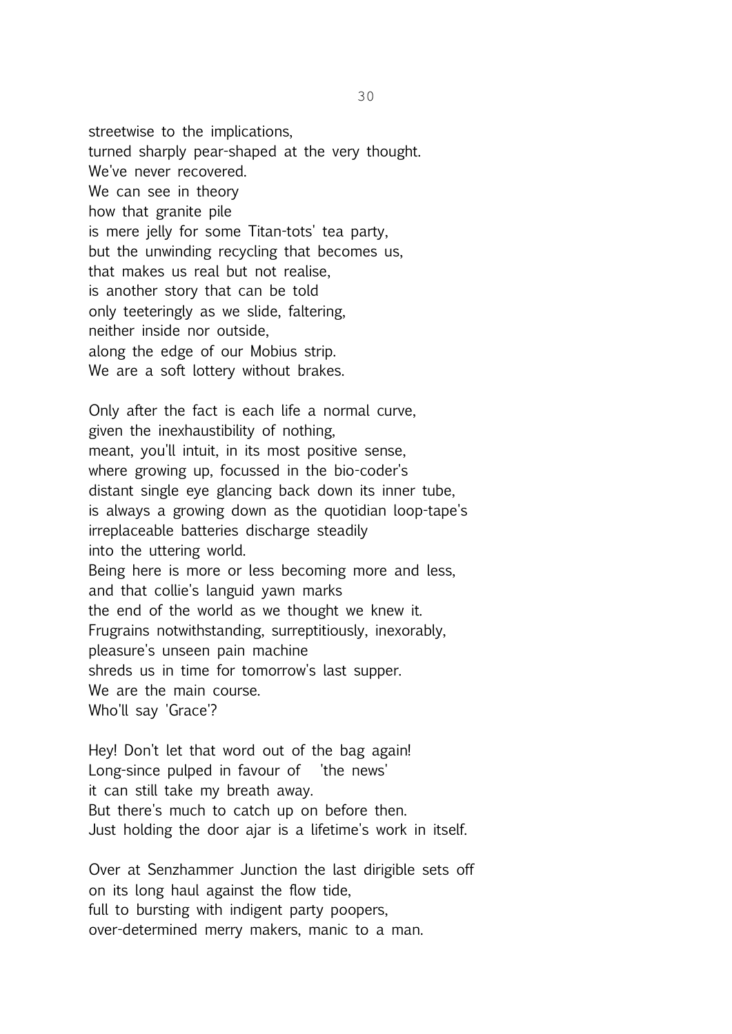streetwise to the implications,  
turned sharply pear-shaped at the very thought.  
We've never recovered.  
We can see in theory  
how that granite pile  
is mere jelly for some Titan-tots' tea party,  
but the unwinding recycling that becomes us,  
that makes us real but not realise,  
is another story that can be told  
only teeteringly as we slide, faltering,  
neither inside nor outside,  
along the edge of our Mobius strip.  
We are a soft lottery without brakes.

Only after the fact is each life a normal curve,  
given the inexhaustibility of nothing,  
meant, you'll intuit, in its most positive sense,  
where growing up, focussed in the bio-coder's  
distant single eye glancing back down its inner tube,  
is always a growing down as the quotidian loop-tape's  
irreplaceable batteries discharge steadily  
into the uttering world.  
Being here is more or less becoming more and less,  
and that collie's languid yawn marks  
the end of the world as we thought we knew it.  
Frugrains notwithstanding, surreptitiously, inexorably,  
pleasure's unseen pain machine  
shreds us in time for tomorrow's last supper.  
We are the main course.  
Who'll say 'Grace'?

Hey! Don't let that word out of the bag again!  
Long-since pulped in favour of 'the news'  
it can still take my breath away.  
But there's much to catch up on before then.  
Just holding the door ajar is a lifetime's work in itself.

Over at Senzhammer Junction the last dirigible sets off  
on its long haul against the flow tide,  
full to bursting with indigent party poopers,  
over-determined merry makers, manic to a man.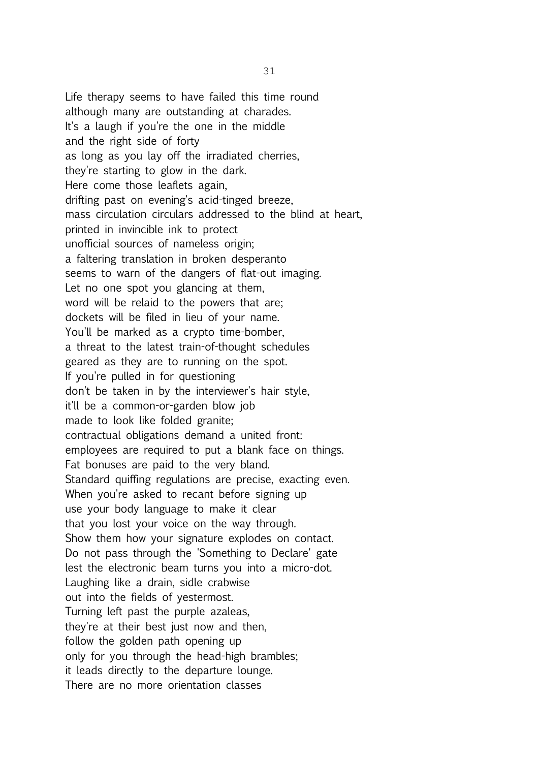Life therapy seems to have failed this time round
although many are outstanding at charades.
It's a laugh if you're the one in the middle
and the right side of forty
as long as you lay off the irradiated cherries,
they're starting to glow in the dark.
Here come those leaflets again,
drifting past on evening's acid-tinged breeze,
mass circulation circulars addressed to the blind at heart,
printed in invincible ink to protect
unofficial sources of nameless origin;
a faltering translation in broken desperanto
seems to warn of the dangers of flat-out imaging.
Let no one spot you glancing at them,
word will be relaid to the powers that are;
dockets will be filed in lieu of your name.
You'll be marked as a crypto time-bomber,
a threat to the latest train-of-thought schedules
geared as they are to running on the spot.
If you're pulled in for questioning
don't be taken in by the interviewer's hair style,
it'll be a common-or-garden blow job
made to look like folded granite;
contractual obligations demand a united front:
employees are required to put a blank face on things.
Fat bonuses are paid to the very bland.
Standard quiffing regulations are precise, exacting even.
When you're asked to recant before signing up
use your body language to make it clear
that you lost your voice on the way through.
Show them how your signature explodes on contact.
Do not pass through the 'Something to Declare' gate
lest the electronic beam turns you into a micro-dot.
Laughing like a drain, sidle crabwise
out into the fields of yestermost.
Turning left past the purple azaleas,
they're at their best just now and then,
follow the golden path opening up
only for you through the head-high brambles;
it leads directly to the departure lounge.
There are no more orientation classes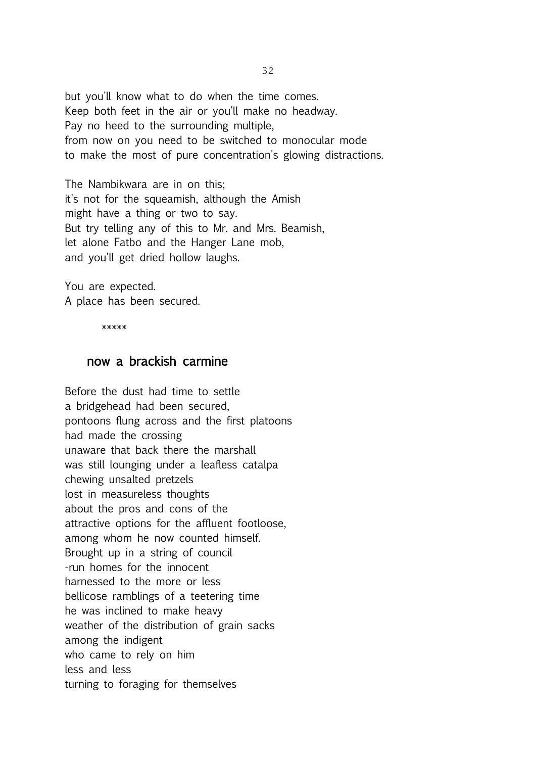but you'll know what to do when the time comes.
Keep both feet in the air or you'll make no headway.
Pay no heed to the surrounding multiple,
from now on you need to be switched to monocular mode
to make the most of pure concentration's glowing distractions.

The Nambikwara are in on this;
it's not for the squeamish, although the Amish
might have a thing or two to say.
But try telling any of this to Mr. and Mrs. Beamish,
let alone Fatbo and the Hanger Lane mob,
and you'll get dried hollow laughs.

You are expected.
A place has been secured.

*****

## now a brackish carmine

Before the dust had time to settle
a bridgehead had been secured,
pontoons flung across and the first platoons
had made the crossing
unaware that back there the marshall
was still lounging under a leafless catalpa
chewing unsalted pretzels
lost in measureless thoughts
about the pros and cons of the
attractive options for the affluent footloose,
among whom he now counted himself.
Brought up in a string of council
-run homes for the innocent
harnessed to the more or less
bellicose ramblings of a teetering time
he was inclined to make heavy
weather of the distribution of grain sacks
among the indigent
who came to rely on him
less and less
turning to foraging for themselves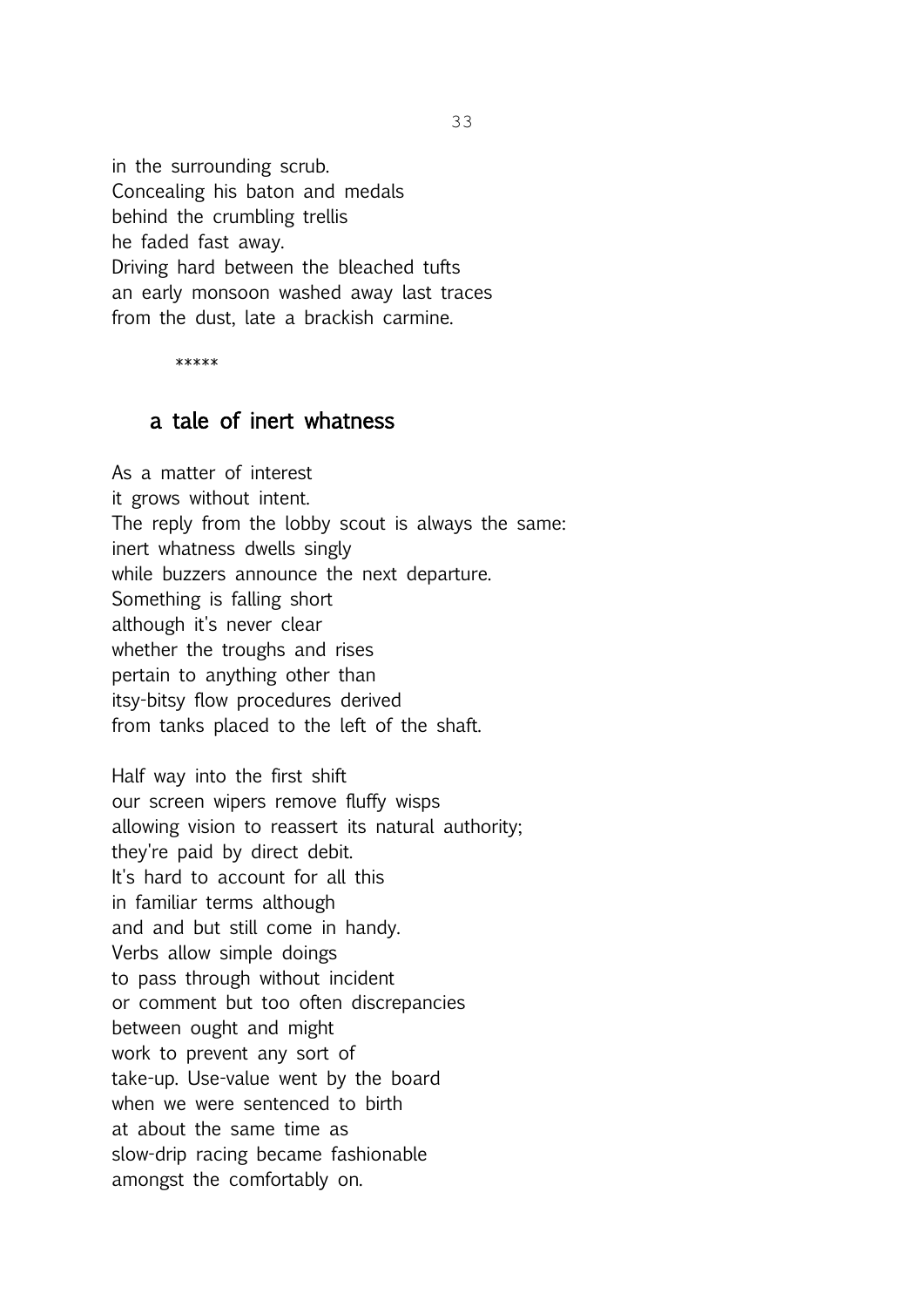in the surrounding scrub.
Concealing his baton and medals
behind the crumbling trellis
he faded fast away.
Driving hard between the bleached tufts
an early monsoon washed away last traces
from the dust, late a brackish carmine.

\*\*\*\*\*

## a tale of inert whatness

As a matter of interest
it grows without intent.
The reply from the lobby scout is always the same:
inert whatness dwells singly
while buzzers announce the next departure.
Something is falling short
although it's never clear
whether the troughs and rises
pertain to anything other than
itsy-bitsy flow procedures derived
from tanks placed to the left of the shaft.

Half way into the first shift
our screen wipers remove fluffy wisps
allowing vision to reassert its natural authority;
they're paid by direct debit.
It's hard to account for all this
in familiar terms although
and and but still come in handy.
Verbs allow simple doings
to pass through without incident
or comment but too often discrepancies
between ought and might
work to prevent any sort of
take-up. Use-value went by the board
when we were sentenced to birth
at about the same time as
slow-drip racing became fashionable
amongst the comfortably on.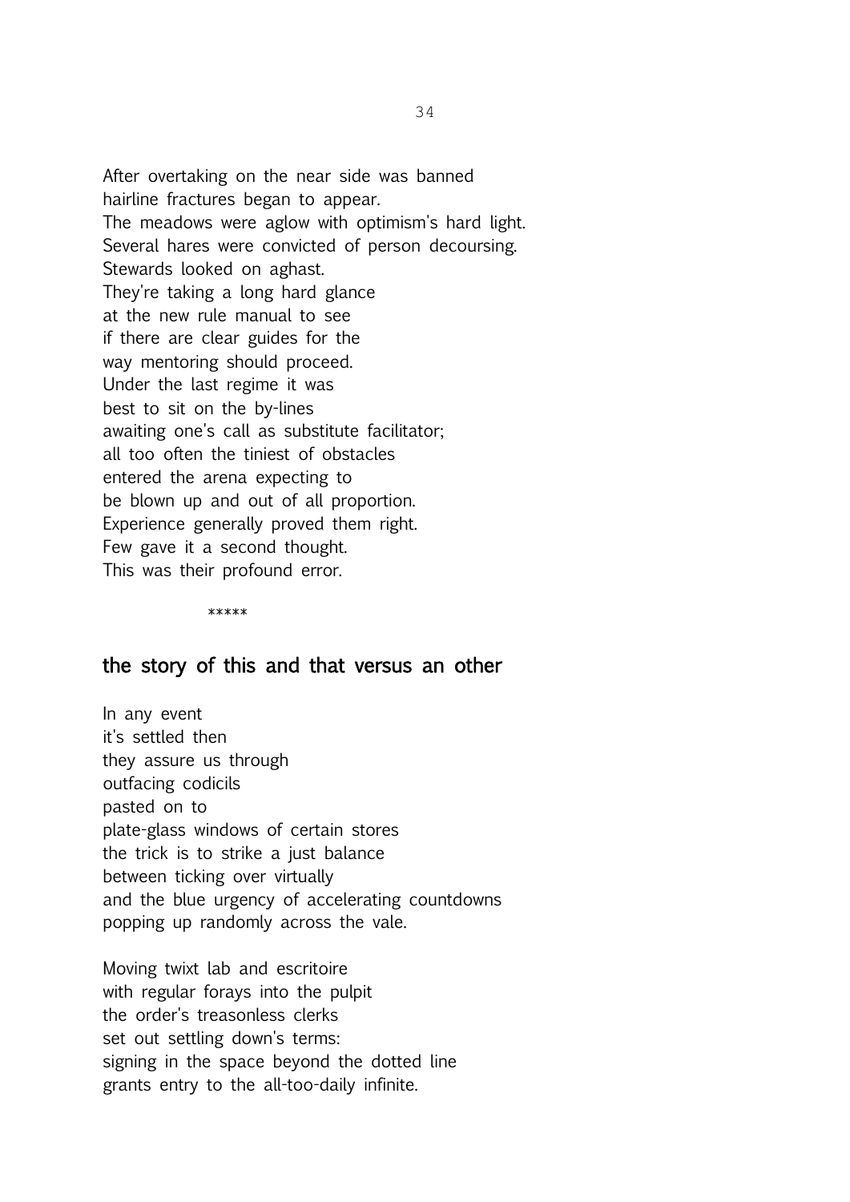After overtaking on the near side was banned
hairline fractures began to appear.
The meadows were aglow with optimism's hard light.
Several hares were convicted of person decoursing.
Stewards looked on aghast.
They're taking a long hard glance
at the new rule manual to see
if there are clear guides for the
way mentoring should proceed.
Under the last regime it was
best to sit on the by-lines
awaiting one's call as substitute facilitator;
all too often the tiniest of obstacles
entered the arena expecting to
be blown up and out of all proportion.
Experience generally proved them right.
Few gave it a second thought.
This was their profound error.

*****

## the story of this and that versus an other

In any event
it's settled then
they assure us through
outfacing codicils
pasted on to
plate-glass windows of certain stores
the trick is to strike a just balance
between ticking over virtually
and the blue urgency of accelerating countdowns
popping up randomly across the vale.

Moving twixt lab and escritoire
with regular forays into the pulpit
the order's treasonless clerks
set out settling down's terms:
signing in the space beyond the dotted line
grants entry to the all-too-daily infinite.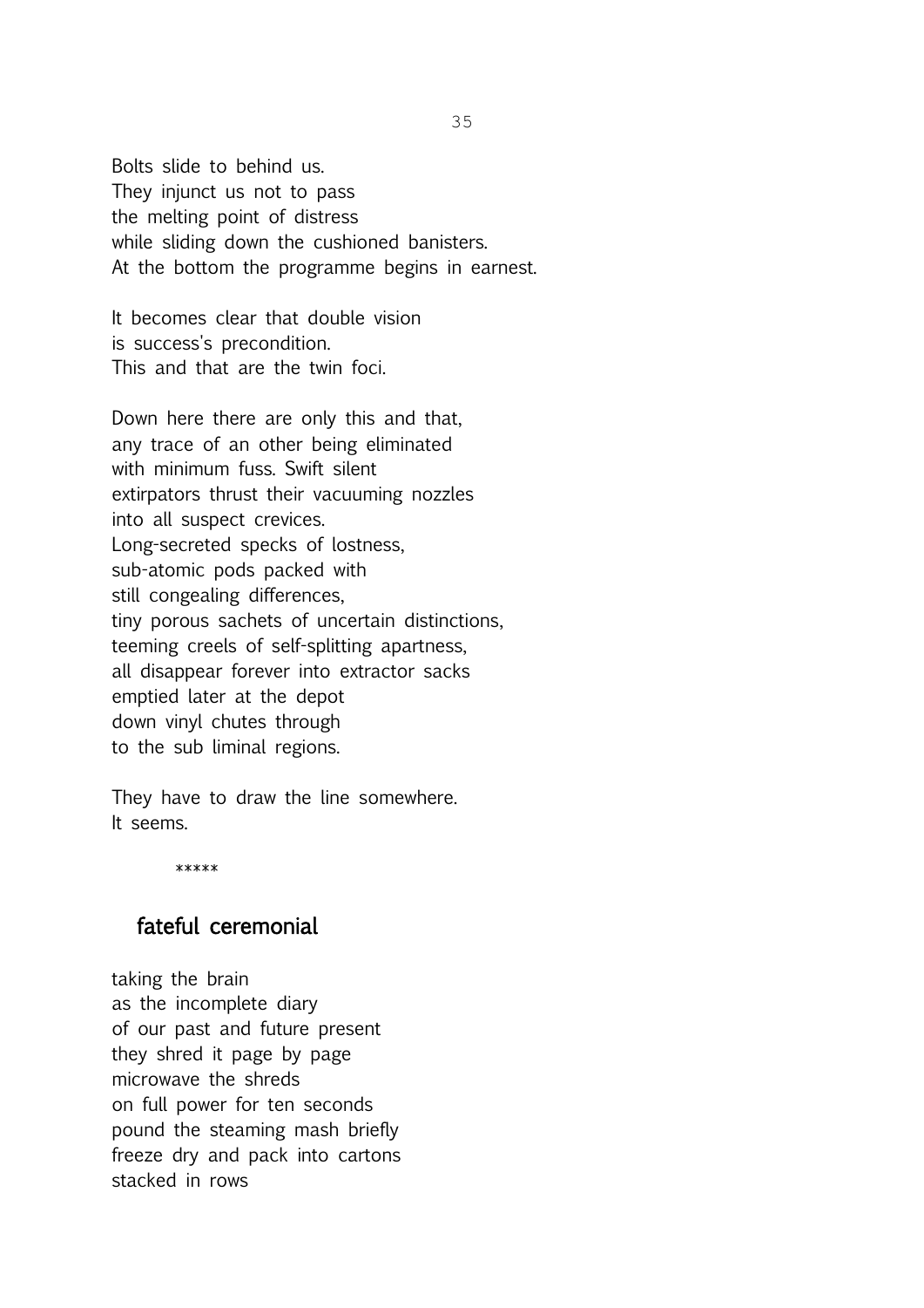Bolts slide to behind us.
They injunct us not to pass
the melting point of distress
while sliding down the cushioned banisters.
At the bottom the programme begins in earnest.

It becomes clear that double vision
is success's precondition.
This and that are the twin foci.

Down here there are only this and that,
any trace of an other being eliminated
with minimum fuss. Swift silent
extirpators thrust their vacuuming nozzles
into all suspect crevices.
Long-secreted specks of lostness,
sub-atomic pods packed with
still congealing differences,
tiny porous sachets of uncertain distinctions,
teeming creels of self-splitting apartness,
all disappear forever into extractor sacks
emptied later at the depot
down vinyl chutes through
to the sub liminal regions.

They have to draw the line somewhere.
It seems.

*****

## fateful ceremonial

taking the brain
as the incomplete diary
of our past and future present
they shred it page by page
microwave the shreds
on full power for ten seconds
pound the steaming mash briefly
freeze dry and pack into cartons
stacked in rows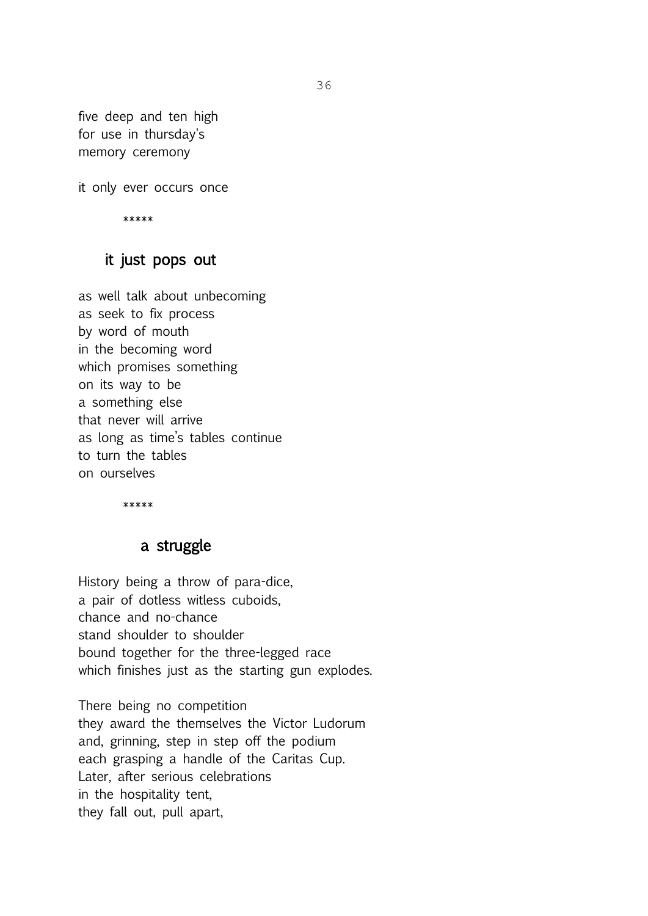five deep and ten high
for use in thursday's
memory ceremony

it only ever occurs once

*****

### it just pops out

as well talk about unbecoming
as seek to fix process
by word of mouth
in the becoming word
which promises something
on its way to be
a something else
that never will arrive
as long as time's tables continue
to turn the tables
on ourselves

*****

### a struggle

History being a throw of para-dice,
a pair of dotless witless cuboids,
chance and no-chance
stand shoulder to shoulder
bound together for the three-legged race
which finishes just as the starting gun explodes.

There being no competition
they award the themselves the Victor Ludorum
and, grinning, step in step off the podium
each grasping a handle of the Caritas Cup.
Later, after serious celebrations
in the hospitality tent,
they fall out, pull apart,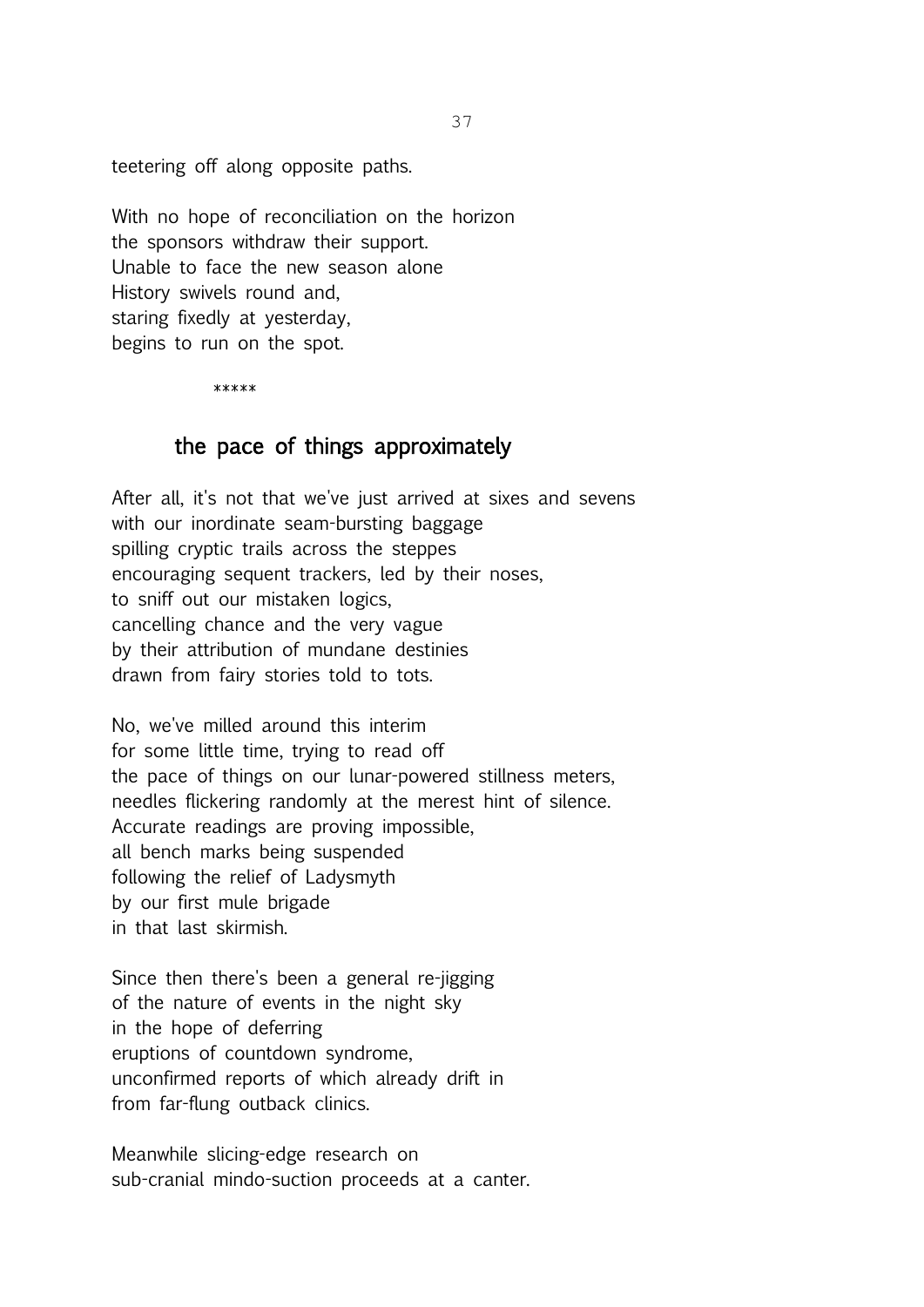teetering off along opposite paths.

With no hope of reconciliation on the horizon
the sponsors withdraw their support.
Unable to face the new season alone
History swivels round and,
staring fixedly at yesterday,
begins to run on the spot.

*****

## the pace of things approximately

After all, it's not that we've just arrived at sixes and sevens
with our inordinate seam-bursting baggage
spilling cryptic trails across the steppes
encouraging sequent trackers, led by their noses,
to sniff out our mistaken logics,
cancelling chance and the very vague
by their attribution of mundane destinies
drawn from fairy stories told to tots.

No, we've milled around this interim
for some little time, trying to read off
the pace of things on our lunar-powered stillness meters,
needles flickering randomly at the merest hint of silence.
Accurate readings are proving impossible,
all bench marks being suspended
following the relief of Ladysmyth
by our first mule brigade
in that last skirmish.

Since then there's been a general re-jigging
of the nature of events in the night sky
in the hope of deferring
eruptions of countdown syndrome,
unconfirmed reports of which already drift in
from far-flung outback clinics.

Meanwhile slicing-edge research on
sub-cranial mindo-suction proceeds at a canter.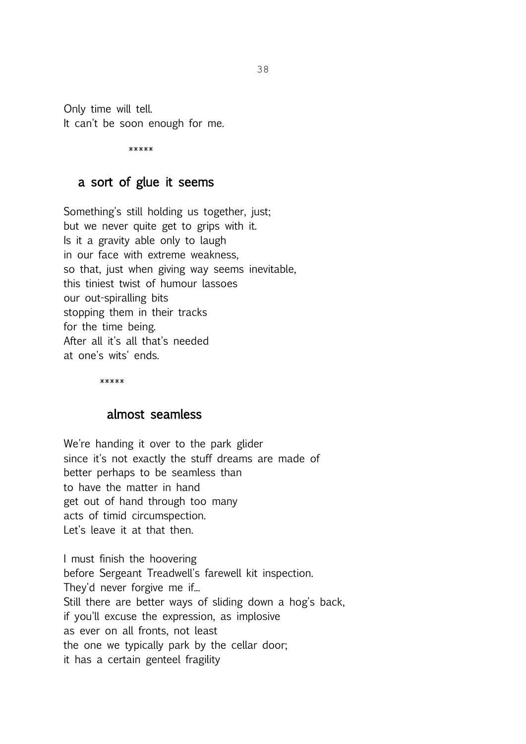Only time will tell.
It can't be soon enough for me.

*****

## a sort of glue it seems

Something's still holding us together, just;
but we never quite get to grips with it.
Is it a gravity able only to laugh
in our face with extreme weakness,
so that, just when giving way seems inevitable,
this tiniest twist of humour lassoes
our out-spiralling bits
stopping them in their tracks
for the time being.
After all it's all that's needed
at one's wits' ends.

*****

## almost seamless

We're handing it over to the park glider
since it's not exactly the stuff dreams are made of
better perhaps to be seamless than
to have the matter in hand
get out of hand through too many
acts of timid circumspection.
Let's leave it at that then.

I must finish the hoovering
before Sergeant Treadwell's farewell kit inspection.
They'd never forgive me if...
Still there are better ways of sliding down a hog's back,
if you'll excuse the expression, as implosive
as ever on all fronts, not least
the one we typically park by the cellar door;
it has a certain genteel fragility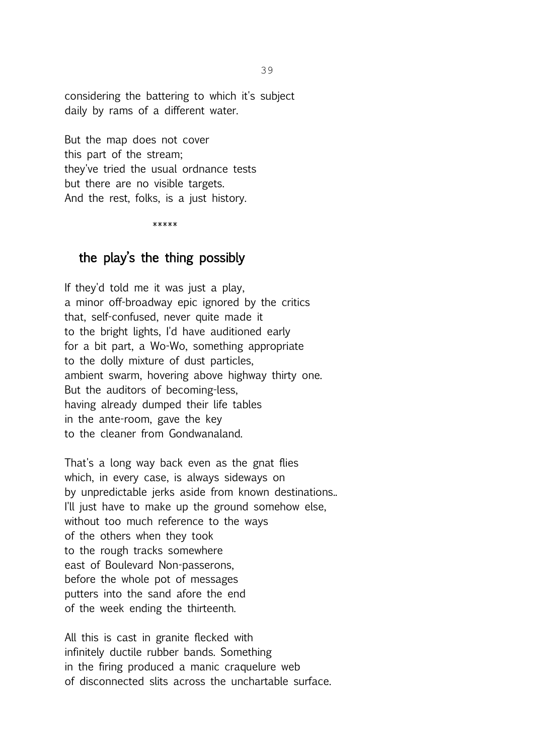considering the battering to which it's subject
daily by rams of a different water.

But the map does not cover
this part of the stream;
they've tried the usual ordnance tests
but there are no visible targets.
And the rest, folks, is a just history.

*****

## the play's the thing possibly

If they'd told me it was just a play,
a minor off-broadway epic ignored by the critics
that, self-confused, never quite made it
to the bright lights, I'd have auditioned early
for a bit part, a Wo-Wo, something appropriate
to the dolly mixture of dust particles,
ambient swarm, hovering above highway thirty one.
But the auditors of becoming-less,
having already dumped their life tables
in the ante-room, gave the key
to the cleaner from Gondwanaland.

That's a long way back even as the gnat flies
which, in every case, is always sideways on
by unpredictable jerks aside from known destinations..
I'll just have to make up the ground somehow else,
without too much reference to the ways
of the others when they took
to the rough tracks somewhere
east of Boulevard Non-passerons,
before the whole pot of messages
putters into the sand afore the end
of the week ending the thirteenth.

All this is cast in granite flecked with
infinitely ductile rubber bands. Something
in the firing produced a manic craquelure web
of disconnected slits across the unchartable surface.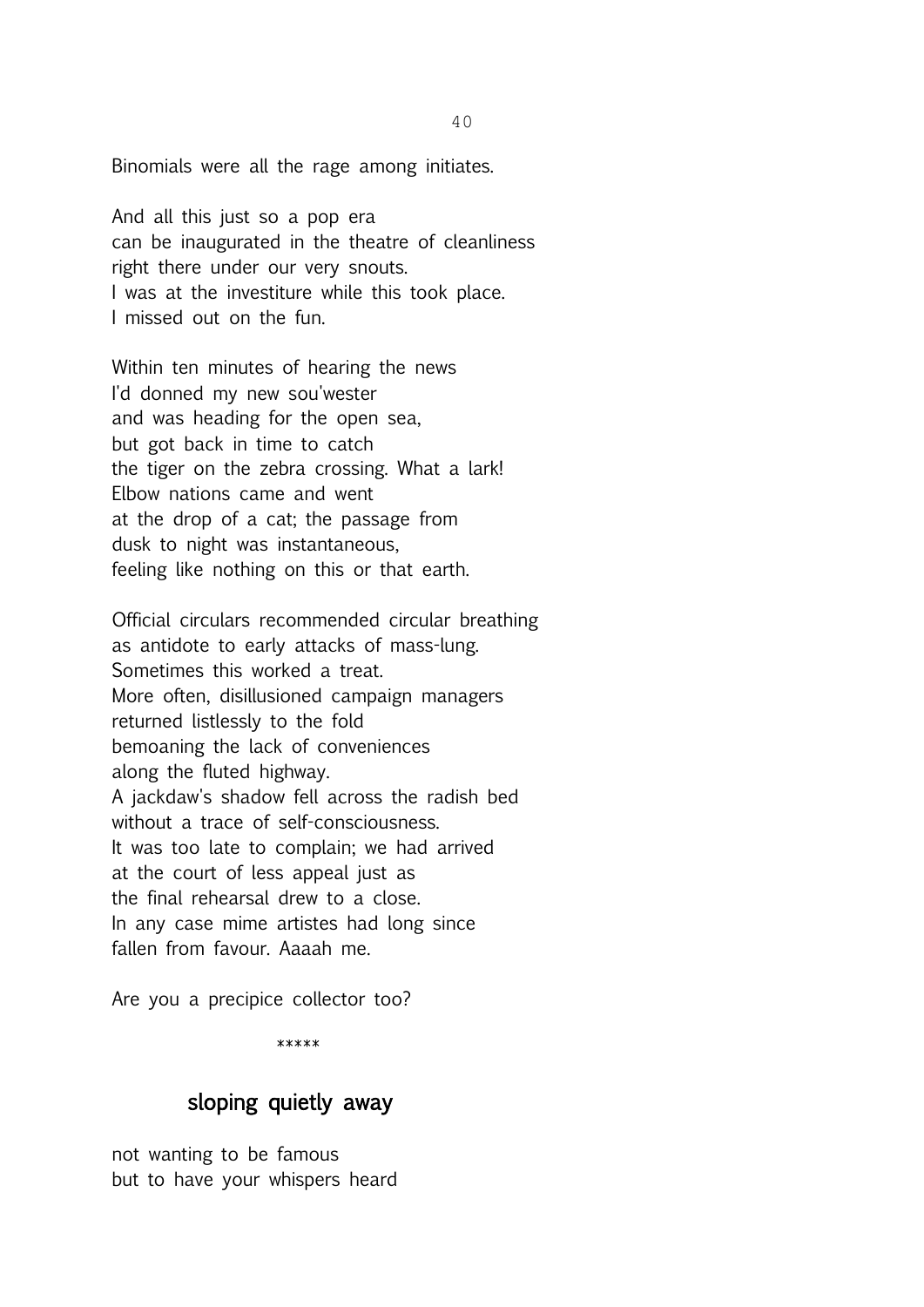Binomials were all the rage among initiates.

And all this just so a pop era
can be inaugurated in the theatre of cleanliness
right there under our very snouts.
I was at the investiture while this took place.
I missed out on the fun.

Within ten minutes of hearing the news
I'd donned my new sou'wester
and was heading for the open sea,
but got back in time to catch
the tiger on the zebra crossing. What a lark!
Elbow nations came and went
at the drop of a cat; the passage from
dusk to night was instantaneous,
feeling like nothing on this or that earth.

Official circulars recommended circular breathing
as antidote to early attacks of mass-lung.
Sometimes this worked a treat.
More often, disillusioned campaign managers
returned listlessly to the fold
bemoaning the lack of conveniences
along the fluted highway.
A jackdaw's shadow fell across the radish bed
without a trace of self-consciousness.
It was too late to complain; we had arrived
at the court of less appeal just as
the final rehearsal drew to a close.
In any case mime artistes had long since
fallen from favour. Aaaah me.

Are you a precipice collector too?

*****

## sloping quietly away

not wanting to be famous
but to have your whispers heard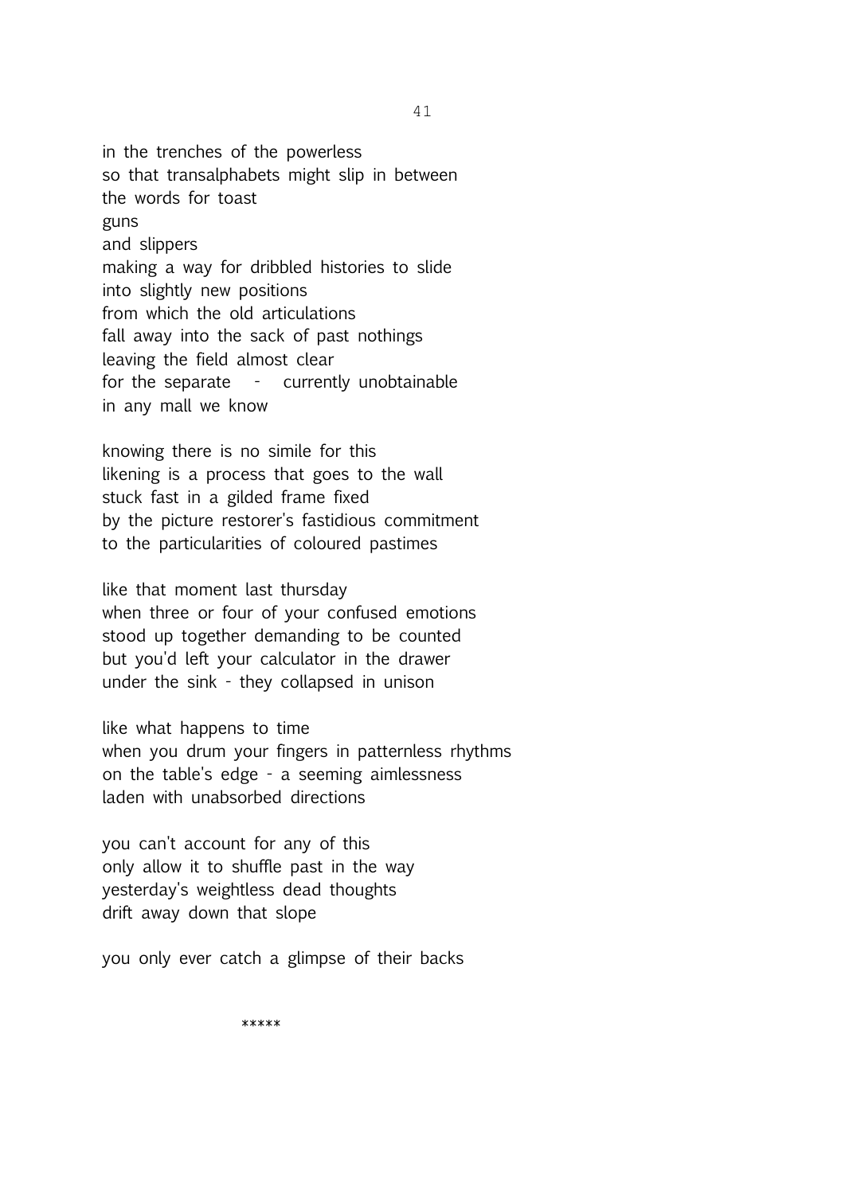in the trenches of the powerless  
so that transalphabets might slip in between  
the words for toast  
guns  
and slippers  
making a way for dribbled histories to slide  
into slightly new positions  
from which the old articulations  
fall away into the sack of past nothings  
leaving the field almost clear  
for the separate  -  currently unobtainable  
in any mall we know

knowing there is no simile for this  
likening is a process that goes to the wall  
stuck fast in a gilded frame fixed  
by the picture restorer's fastidious commitment  
to the particularities of coloured pastimes

like that moment last thursday  
when three or four of your confused emotions  
stood up together demanding to be counted  
but you'd left your calculator in the drawer  
under the sink - they collapsed in unison

like what happens to time  
when you drum your fingers in patternless rhythms  
on the table's edge - a seeming aimlessness  
laden with unabsorbed directions

you can't account for any of this  
only allow it to shuffle past in the way  
yesterday's weightless dead thoughts  
drift away down that slope

you only ever catch a glimpse of their backs

*****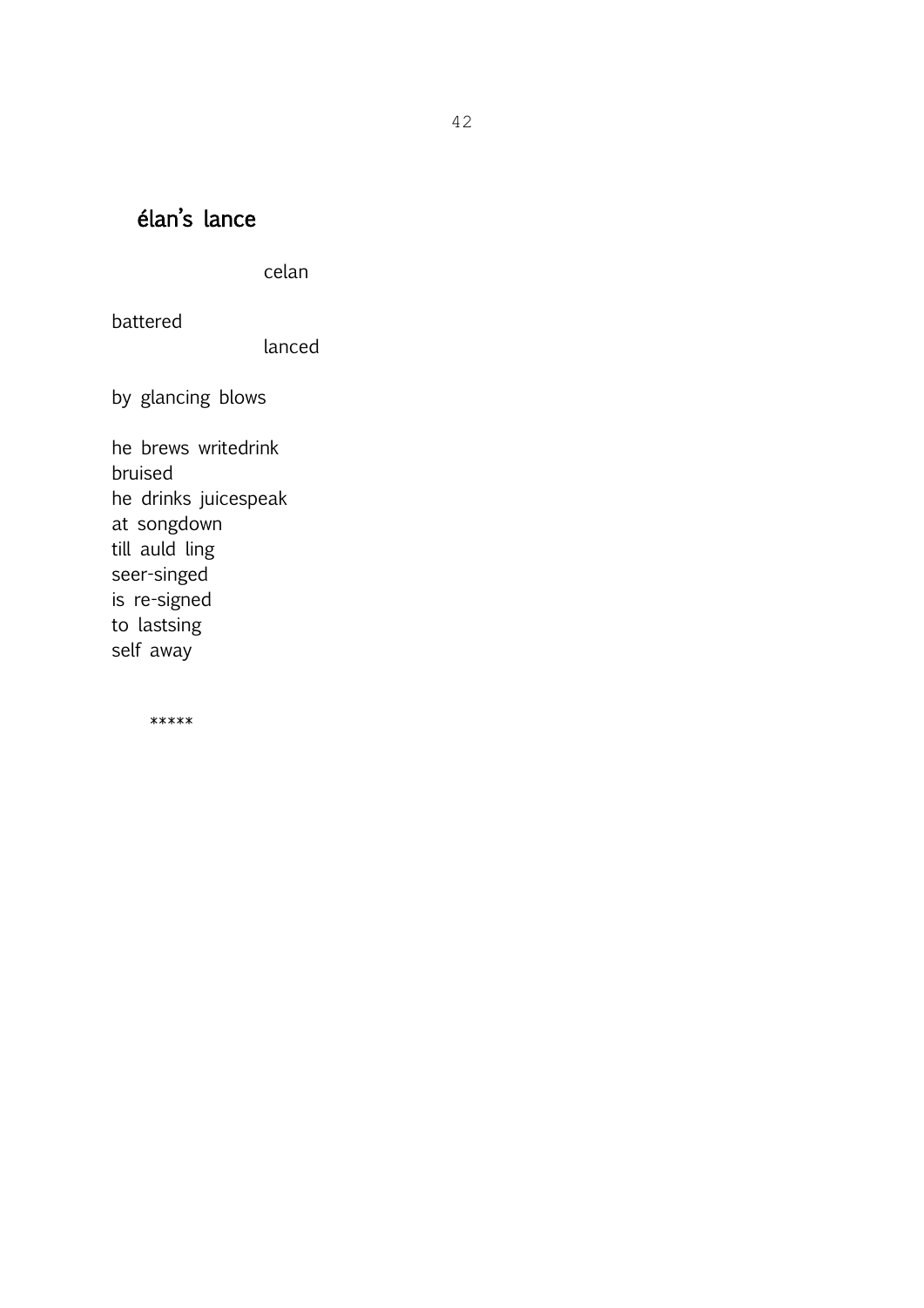## élan's lance

celan

battered

lanced

by glancing blows

he brews writedrink
bruised
he drinks juicespeak
at songdown
till auld ling
seer-singed
is re-signed
to lastsing
self away

*****